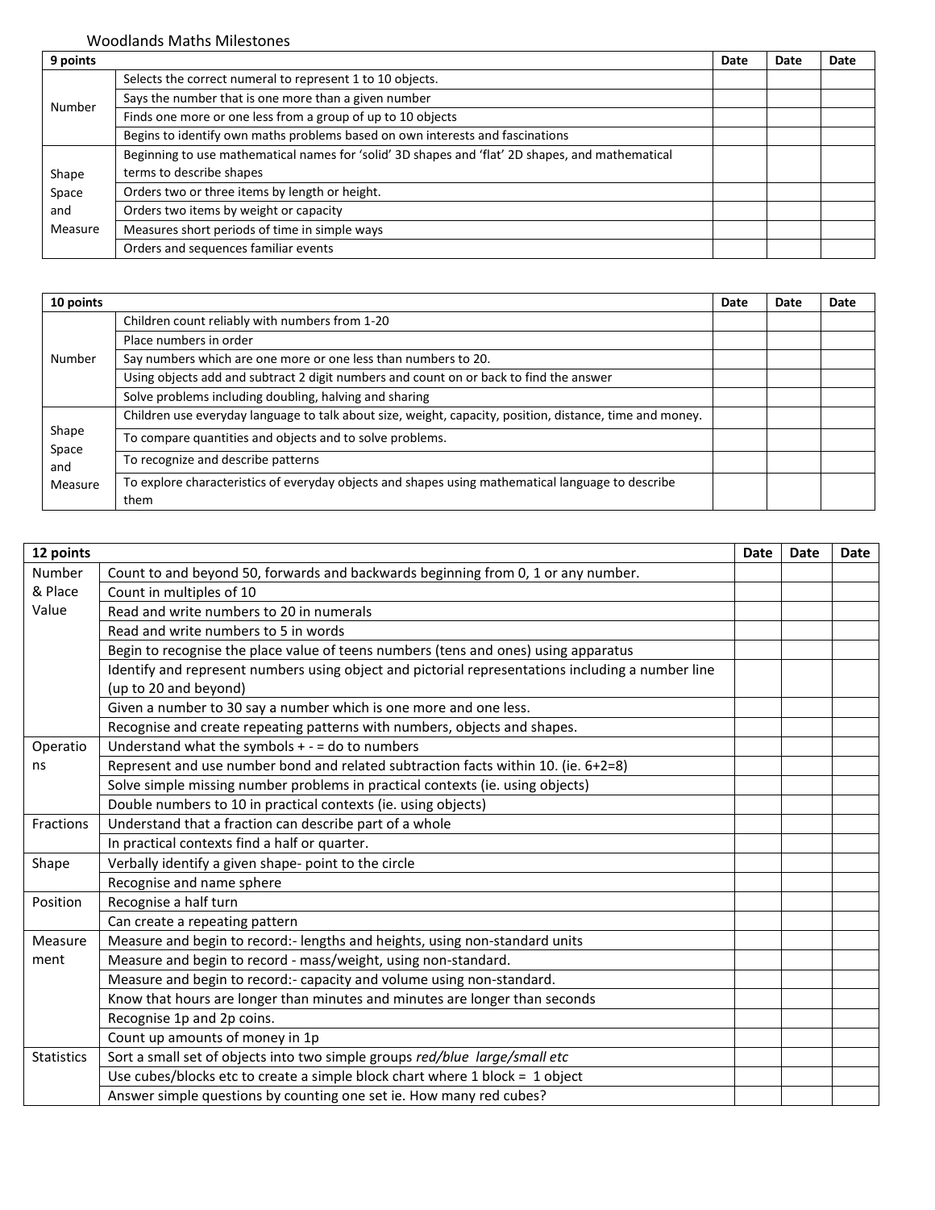Woodlands Maths Milestones

| 9 points | | Date | Date | Date |
|---|---|---|---|---|
| Number | Selects the correct numeral to represent 1 to 10 objects. | | | |
| | Says the number that is one more than a given number | | | |
| | Finds one more or one less from a group of up to 10 objects | | | |
| | Begins to identify own maths problems based on own interests and fascinations | | | |
| Shape Space and Measure | Beginning to use mathematical names for 'solid' 3D shapes and 'flat' 2D shapes, and mathematical terms to describe shapes | | | |
| | Orders two or three items by length or height. | | | |
| | Orders two items by weight or capacity | | | |
| | Measures short periods of time in simple ways | | | |
| | Orders and sequences familiar events | | | |

| 10 points | | Date | Date | Date |
|---|---|---|---|---|
| Number | Children count reliably with numbers from 1-20 | | | |
| | Place numbers in order | | | |
| | Say numbers which are one more or one less than numbers to 20. | | | |
| | Using objects add and subtract 2 digit numbers and count on or back to find the answer | | | |
| | Solve problems including doubling, halving and sharing | | | |
| Shape Space and Measure | Children use everyday language to talk about size, weight, capacity, position, distance, time and money. | | | |
| | To compare quantities and objects and to solve problems. | | | |
| | To recognize and describe patterns | | | |
| | To explore characteristics of everyday objects and shapes using mathematical language to describe them | | | |

| 12 points | | Date | Date | Date |
|---|---|---|---|---|
| Number & Place Value | Count to and beyond 50, forwards and backwards beginning from 0, 1 or any number. | | | |
| | Count in multiples of 10 | | | |
| | Read and write numbers to 20 in numerals | | | |
| | Read and write numbers to 5 in words | | | |
| | Begin to recognise the place value of teens numbers (tens and ones) using apparatus | | | |
| | Identify and represent numbers using object and pictorial representations including a number line (up to 20 and beyond) | | | |
| | Given a number to 30 say a number which is one more and one less. | | | |
| | Recognise and create repeating patterns with numbers, objects and shapes. | | | |
| Operations | Understand what the symbols + - = do to numbers | | | |
| | Represent and use number bond and related subtraction facts within 10. (ie. 6+2=8) | | | |
| | Solve simple missing number problems in practical contexts (ie. using objects) | | | |
| | Double numbers to 10 in practical contexts (ie. using objects) | | | |
| Fractions | Understand that a fraction can describe part of a whole | | | |
| | In practical contexts find a half or quarter. | | | |
| Shape | Verbally identify a given shape- point to the circle | | | |
| | Recognise and name sphere | | | |
| Position | Recognise a half turn | | | |
| | Can create a repeating pattern | | | |
| Measurement | Measure and begin to record:- lengths and heights, using non-standard units | | | |
| | Measure and begin to record - mass/weight, using non-standard. | | | |
| | Measure and begin to record:- capacity and volume using non-standard. | | | |
| | Know that hours are longer than minutes and minutes are longer than seconds | | | |
| | Recognise 1p and 2p coins. | | | |
| | Count up amounts of money in 1p | | | |
| Statistics | Sort a small set of objects into two simple groups *red/blue large/small etc* | | | |
| | Use cubes/blocks etc to create a simple block chart where 1 block = 1 object | | | |
| | Answer simple questions by counting one set ie. How many red cubes? | | | |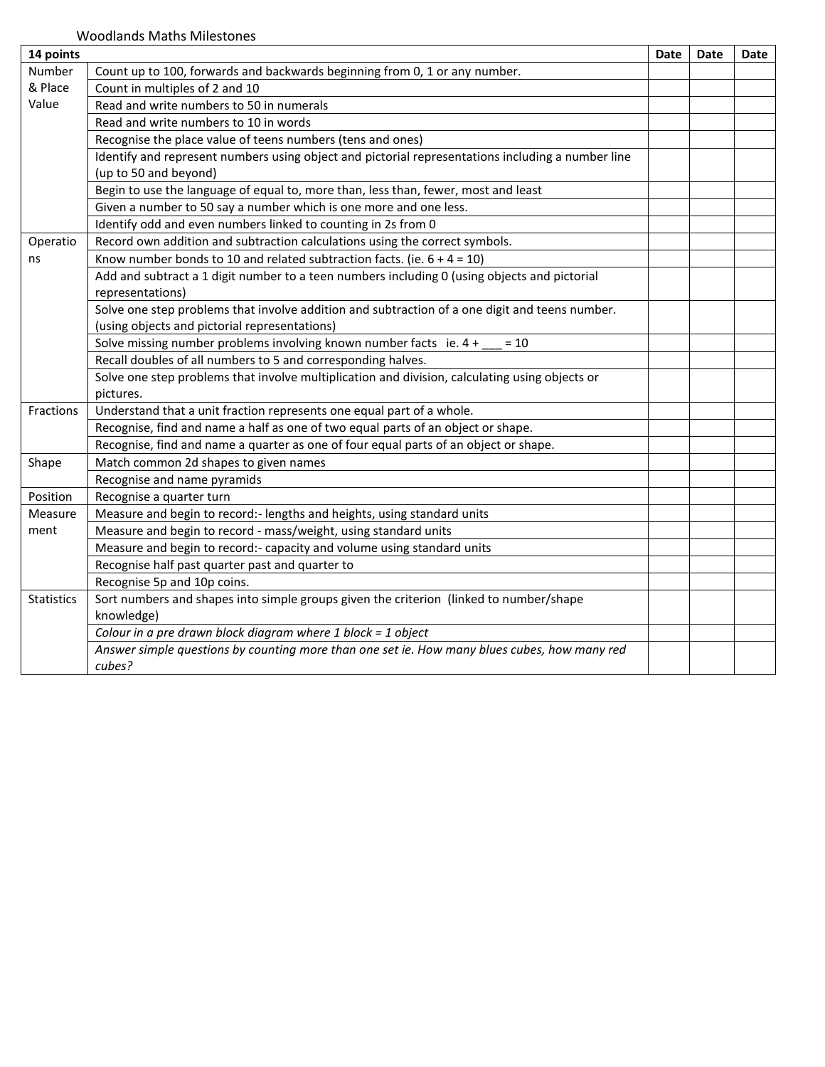Woodlands Maths Milestones

| 14 points | | Date | Date | Date |
|---|---|---|---|---|
| Number & Place Value | Count up to 100, forwards and backwards beginning from 0, 1 or any number. | | | |
| | Count in multiples of 2 and 10 | | | |
| | Read and write numbers to 50 in numerals | | | |
| | Read and write numbers to 10 in words | | | |
| | Recognise the place value of teens numbers (tens and ones) | | | |
| | Identify and represent numbers using object and pictorial representations including a number line (up to 50 and beyond) | | | |
| | Begin to use the language of equal to, more than, less than, fewer, most and least | | | |
| | Given a number to 50 say a number which is one more and one less. | | | |
| | Identify odd and even numbers linked to counting in 2s from 0 | | | |
| Operations | Record own addition and subtraction calculations using the correct symbols. | | | |
| | Know number bonds to 10 and related subtraction facts. (ie. 6 + 4 = 10) | | | |
| | Add and subtract a 1 digit number to a teen numbers including 0 (using objects and pictorial representations) | | | |
| | Solve one step problems that involve addition and subtraction of a one digit and teens number. (using objects and pictorial representations) | | | |
| | Solve missing number problems involving known number facts ie. 4 + ___ = 10 | | | |
| | Recall doubles of all numbers to 5 and corresponding halves. | | | |
| | Solve one step problems that involve multiplication and division, calculating using objects or pictures. | | | |
| Fractions | Understand that a unit fraction represents one equal part of a whole. | | | |
| | Recognise, find and name a half as one of two equal parts of an object or shape. | | | |
| | Recognise, find and name a quarter as one of four equal parts of an object or shape. | | | |
| Shape | Match common 2d shapes to given names | | | |
| | Recognise and name pyramids | | | |
| Position | Recognise a quarter turn | | | |
| Measurement | Measure and begin to record:- lengths and heights, using standard units | | | |
| | Measure and begin to record - mass/weight, using standard units | | | |
| | Measure and begin to record:- capacity and volume using standard units | | | |
| | Recognise half past quarter past and quarter to | | | |
| | Recognise 5p and 10p coins. | | | |
| Statistics | Sort numbers and shapes into simple groups given the criterion (linked to number/shape knowledge) | | | |
| | *Colour in a pre drawn block diagram where 1 block = 1 object* | | | |
| | *Answer simple questions by counting more than one set ie. How many blues cubes, how many red cubes?* | | | |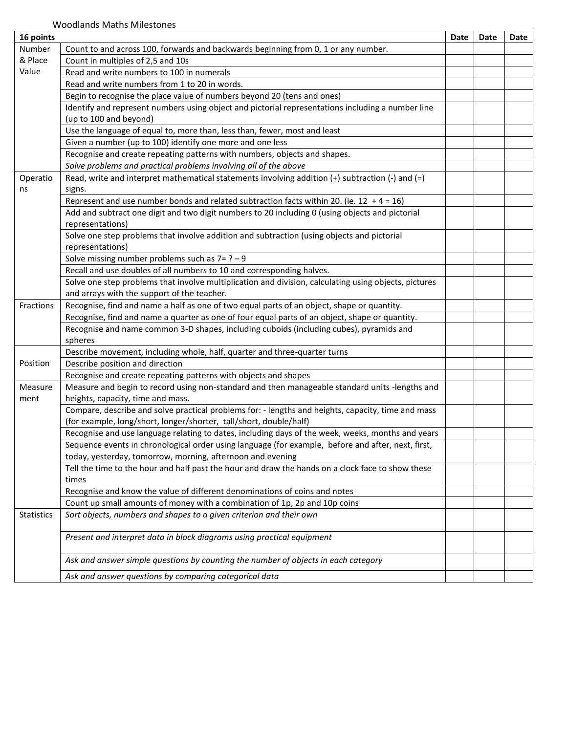Woodlands Maths Milestones

| 16 points | | Date | Date | Date |
|---|---|---|---|---|
| Number & Place Value | Count to and across 100, forwards and backwards beginning from 0, 1 or any number. | | | |
| | Count in multiples of 2,5 and 10s | | | |
| | Read and write numbers to 100 in numerals | | | |
| | Read and write numbers from 1 to 20 in words. | | | |
| | Begin to recognise the place value of numbers beyond 20 (tens and ones) | | | |
| | Identify and represent numbers using object and pictorial representations including a number line (up to 100 and beyond) | | | |
| | Use the language of equal to, more than, less than, fewer, most and least | | | |
| | Given a number (up to 100) identify one more and one less | | | |
| | Recognise and create repeating patterns with numbers, objects and shapes. | | | |
| | *Solve problems and practical problems involving all of the above* | | | |
| Operations | Read, write and interpret mathematical statements involving addition (+) subtraction (-) and (=) signs. | | | |
| | Represent and use number bonds and related subtraction facts within 20. (ie. 12 + 4 = 16) | | | |
| | Add and subtract one digit and two digit numbers to 20 including 0 (using objects and pictorial representations) | | | |
| | Solve one step problems that involve addition and subtraction (using objects and pictorial representations) | | | |
| | Solve missing number problems such as 7= ? – 9 | | | |
| | Recall and use doubles of all numbers to 10 and corresponding halves. | | | |
| | Solve one step problems that involve multiplication and division, calculating using objects, pictures and arrays with the support of the teacher. | | | |
| Fractions | Recognise, find and name a half as one of two equal parts of an object, shape or quantity. | | | |
| | Recognise, find and name a quarter as one of four equal parts of an object, shape or quantity. | | | |
| | Recognise and name common 3-D shapes, including cuboids (including cubes), pyramids and spheres | | | |
| Position | Describe movement, including whole, half, quarter and three-quarter turns | | | |
| | Describe position and direction | | | |
| | Recognise and create repeating patterns with objects and shapes | | | |
| Measurement | Measure and begin to record using non-standard and then manageable standard units -lengths and heights, capacity, time and mass. | | | |
| | Compare, describe and solve practical problems for: - lengths and heights, capacity, time and mass (for example, long/short, longer/shorter, tall/short, double/half) | | | |
| | Recognise and use language relating to dates, including days of the week, weeks, months and years | | | |
| | Sequence events in chronological order using language (for example, before and after, next, first, today, yesterday, tomorrow, morning, afternoon and evening | | | |
| | Tell the time to the hour and half past the hour and draw the hands on a clock face to show these times | | | |
| | Recognise and know the value of different denominations of coins and notes | | | |
| | Count up small amounts of money with a combination of 1p, 2p and 10p coins | | | |
| Statistics | *Sort objects, numbers and shapes to a given criterion and their own* | | | |
| | *Present and interpret data in block diagrams using practical equipment* | | | |
| | *Ask and answer simple questions by counting the number of objects in each category* | | | |
| | *Ask and answer questions by comparing categorical data* | | | |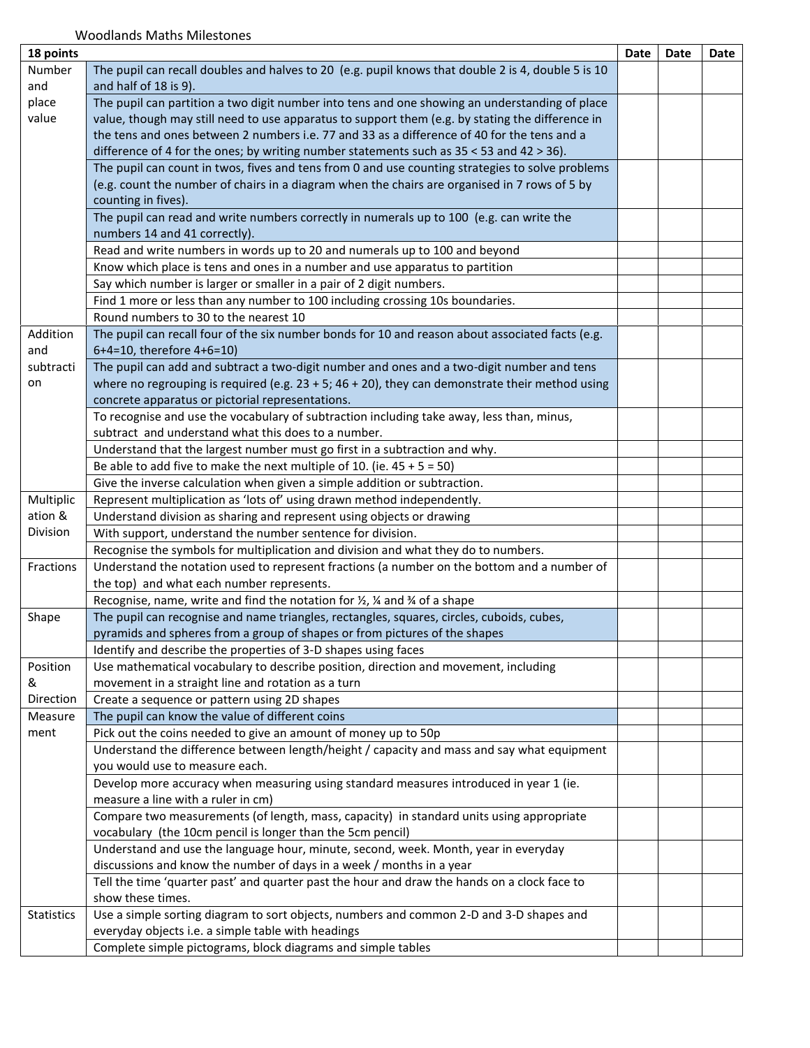Woodlands Maths Milestones

| 18 points | | Date | Date | Date |
|---|---|---|---|---|
| Number and place value | The pupil can recall doubles and halves to 20 (e.g. pupil knows that double 2 is 4, double 5 is 10 and half of 18 is 9). | | | |
| | The pupil can partition a two digit number into tens and one showing an understanding of place value, though may still need to use apparatus to support them (e.g. by stating the difference in the tens and ones between 2 numbers i.e. 77 and 33 as a difference of 40 for the tens and a difference of 4 for the ones; by writing number statements such as 35 < 53 and 42 > 36). | | | |
| | The pupil can count in twos, fives and tens from 0 and use counting strategies to solve problems (e.g. count the number of chairs in a diagram when the chairs are organised in 7 rows of 5 by counting in fives). | | | |
| | The pupil can read and write numbers correctly in numerals up to 100 (e.g. can write the numbers 14 and 41 correctly). | | | |
| | Read and write numbers in words up to 20 and numerals up to 100 and beyond | | | |
| | Know which place is tens and ones in a number and use apparatus to partition | | | |
| | Say which number is larger or smaller in a pair of 2 digit numbers. | | | |
| | Find 1 more or less than any number to 100 including crossing 10s boundaries. | | | |
| | Round numbers to 30 to the nearest 10 | | | |
| Addition and subtraction | The pupil can recall four of the six number bonds for 10 and reason about associated facts (e.g. 6+4=10, therefore 4+6=10) | | | |
| | The pupil can add and subtract a two-digit number and ones and a two-digit number and tens where no regrouping is required (e.g. 23 + 5; 46 + 20), they can demonstrate their method using concrete apparatus or pictorial representations. | | | |
| | To recognise and use the vocabulary of subtraction including take away, less than, minus, subtract and understand what this does to a number. | | | |
| | Understand that the largest number must go first in a subtraction and why. | | | |
| | Be able to add five to make the next multiple of 10. (ie. 45 + 5 = 50) | | | |
| | Give the inverse calculation when given a simple addition or subtraction. | | | |
| Multiplication & Division | Represent multiplication as 'lots of' using drawn method independently. | | | |
| | Understand division as sharing and represent using objects or drawing | | | |
| | With support, understand the number sentence for division. | | | |
| | Recognise the symbols for multiplication and division and what they do to numbers. | | | |
| Fractions | Understand the notation used to represent fractions (a number on the bottom and a number of the top) and what each number represents. | | | |
| | Recognise, name, write and find the notation for ½, ¼ and ¾ of a shape | | | |
| Shape | The pupil can recognise and name triangles, rectangles, squares, circles, cuboids, cubes, pyramids and spheres from a group of shapes or from pictures of the shapes | | | |
| | Identify and describe the properties of 3-D shapes using faces | | | |
| Position & Direction | Use mathematical vocabulary to describe position, direction and movement, including movement in a straight line and rotation as a turn | | | |
| | Create a sequence or pattern using 2D shapes | | | |
| Measurement | The pupil can know the value of different coins | | | |
| | Pick out the coins needed to give an amount of money up to 50p | | | |
| | Understand the difference between length/height / capacity and mass and say what equipment you would use to measure each. | | | |
| | Develop more accuracy when measuring using standard measures introduced in year 1 (ie. measure a line with a ruler in cm) | | | |
| | Compare two measurements (of length, mass, capacity) in standard units using appropriate vocabulary (the 10cm pencil is longer than the 5cm pencil) | | | |
| | Understand and use the language hour, minute, second, week. Month, year in everyday discussions and know the number of days in a week / months in a year | | | |
| | Tell the time 'quarter past' and quarter past the hour and draw the hands on a clock face to show these times. | | | |
| Statistics | Use a simple sorting diagram to sort objects, numbers and common 2-D and 3-D shapes and everyday objects i.e. a simple table with headings | | | |
| | Complete simple pictograms, block diagrams and simple tables | | | |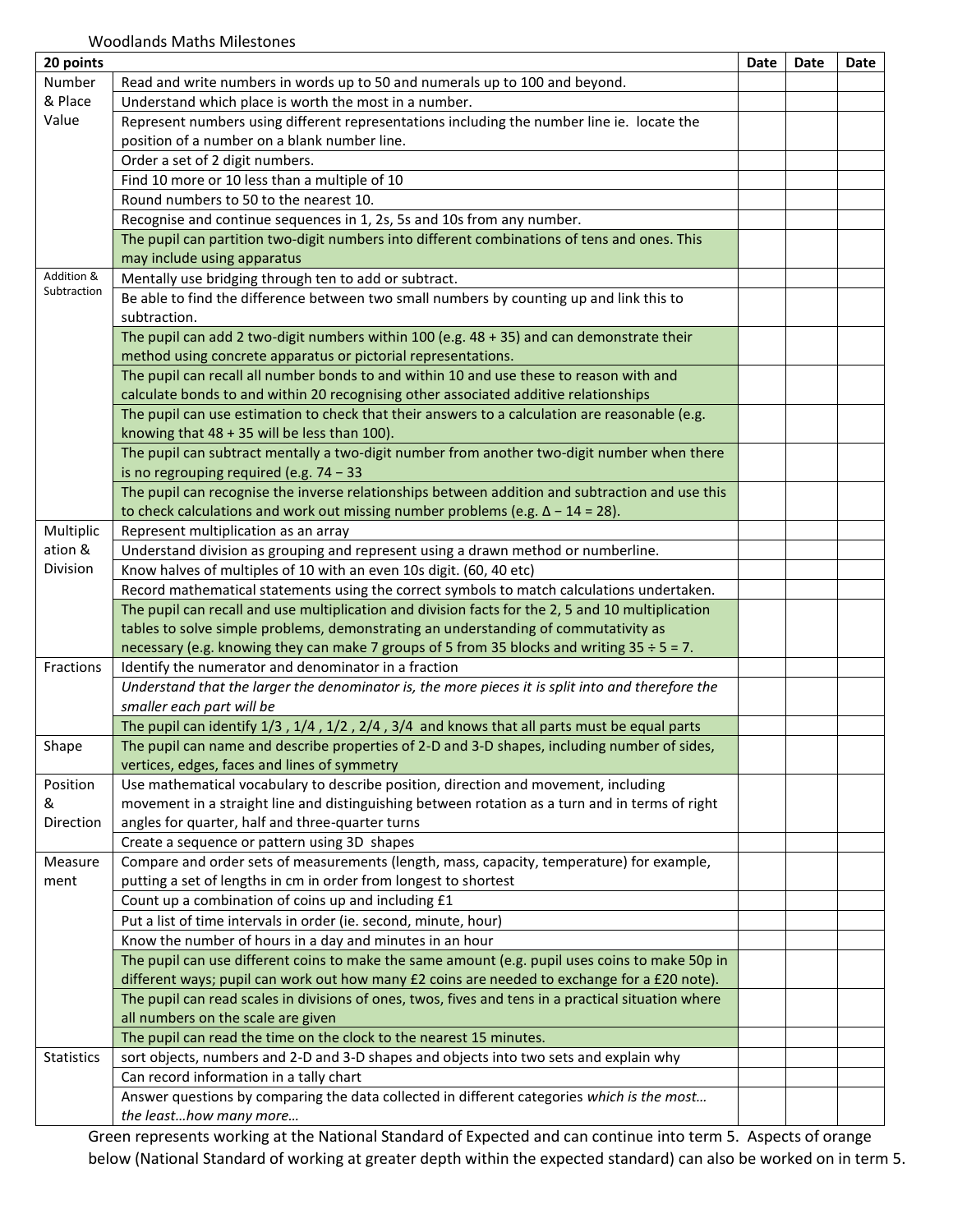Woodlands Maths Milestones

| 20 points | | Date | Date | Date |
|---|---|---|---|---|
| Number & Place Value | Read and write numbers in words up to 50 and numerals up to 100 and beyond. | | | |
| | Understand which place is worth the most in a number. | | | |
| | Represent numbers using different representations including the number line ie. locate the position of a number on a blank number line. | | | |
| | Order a set of 2 digit numbers. | | | |
| | Find 10 more or 10 less than a multiple of 10 | | | |
| | Round numbers to 50 to the nearest 10. | | | |
| | Recognise and continue sequences in 1, 2s, 5s and 10s from any number. | | | |
| | The pupil can partition two-digit numbers into different combinations of tens and ones. This may include using apparatus | | | |
| Addition & Subtraction | Mentally use bridging through ten to add or subtract. | | | |
| | Be able to find the difference between two small numbers by counting up and link this to subtraction. | | | |
| | The pupil can add 2 two-digit numbers within 100 (e.g. 48 + 35) and can demonstrate their method using concrete apparatus or pictorial representations. | | | |
| | The pupil can recall all number bonds to and within 10 and use these to reason with and calculate bonds to and within 20 recognising other associated additive relationships | | | |
| | The pupil can use estimation to check that their answers to a calculation are reasonable (e.g. knowing that 48 + 35 will be less than 100). | | | |
| | The pupil can subtract mentally a two-digit number from another two-digit number when there is no regrouping required (e.g. 74 − 33 | | | |
| | The pupil can recognise the inverse relationships between addition and subtraction and use this to check calculations and work out missing number problems (e.g. Δ − 14 = 28). | | | |
| Multiplication & Division | Represent multiplication as an array | | | |
| | Understand division as grouping and represent using a drawn method or numberline. | | | |
| | Know halves of multiples of 10 with an even 10s digit. (60, 40 etc) | | | |
| | Record mathematical statements using the correct symbols to match calculations undertaken. | | | |
| | The pupil can recall and use multiplication and division facts for the 2, 5 and 10 multiplication tables to solve simple problems, demonstrating an understanding of commutativity as necessary (e.g. knowing they can make 7 groups of 5 from 35 blocks and writing 35 ÷ 5 = 7. | | | |
| Fractions | Identify the numerator and denominator in a fraction | | | |
| | *Understand that the larger the denominator is, the more pieces it is split into and therefore the smaller each part will be* | | | |
| | The pupil can identify 1/3 , 1/4 , 1/2 , 2/4 , 3/4 and knows that all parts must be equal parts | | | |
| Shape | The pupil can name and describe properties of 2-D and 3-D shapes, including number of sides, vertices, edges, faces and lines of symmetry | | | |
| Position & Direction | Use mathematical vocabulary to describe position, direction and movement, including movement in a straight line and distinguishing between rotation as a turn and in terms of right angles for quarter, half and three-quarter turns | | | |
| | Create a sequence or pattern using 3D shapes | | | |
| Measurement | Compare and order sets of measurements (length, mass, capacity, temperature) for example, putting a set of lengths in cm in order from longest to shortest | | | |
| | Count up a combination of coins up and including £1 | | | |
| | Put a list of time intervals in order (ie. second, minute, hour) | | | |
| | Know the number of hours in a day and minutes in an hour | | | |
| | The pupil can use different coins to make the same amount (e.g. pupil uses coins to make 50p in different ways; pupil can work out how many £2 coins are needed to exchange for a £20 note). | | | |
| | The pupil can read scales in divisions of ones, twos, fives and tens in a practical situation where all numbers on the scale are given | | | |
| | The pupil can read the time on the clock to the nearest 15 minutes. | | | |
| Statistics | sort objects, numbers and 2-D and 3-D shapes and objects into two sets and explain why | | | |
| | Can record information in a tally chart | | | |
| | Answer questions by comparing the data collected in different categories *which is the most… the least…how many more…* | | | |

Green represents working at the National Standard of Expected and can continue into term 5. Aspects of orange below (National Standard of working at greater depth within the expected standard) can also be worked on in term 5.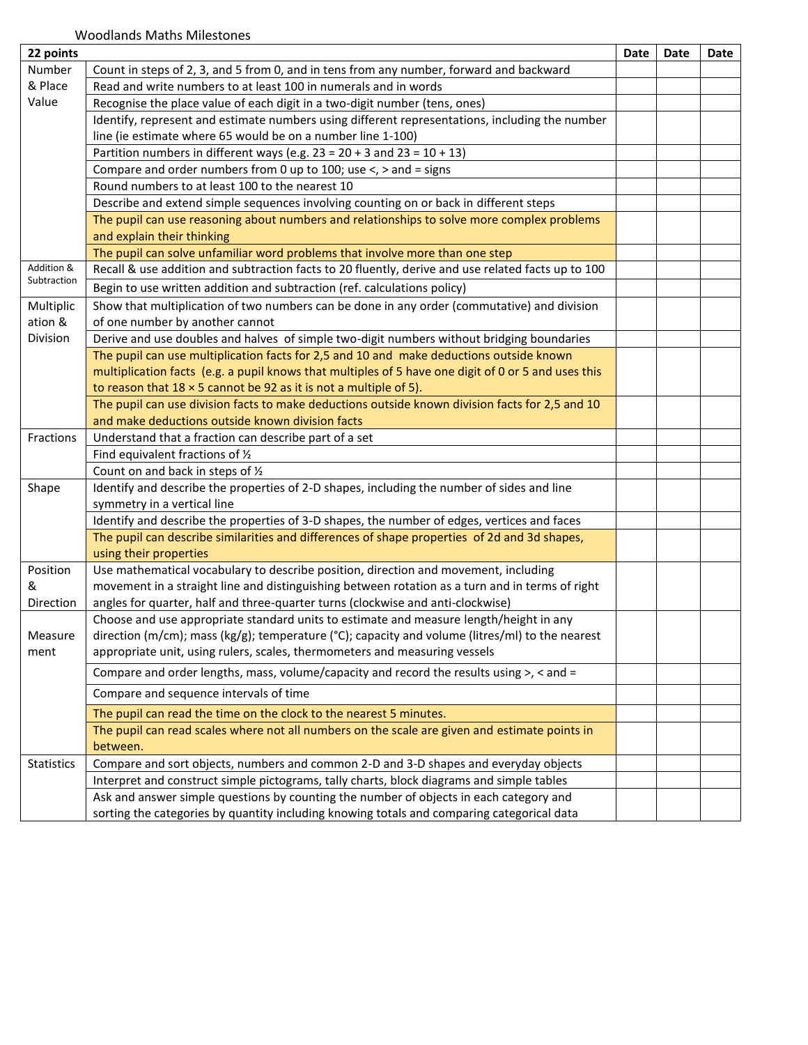Woodlands Maths Milestones

| 22 points | | Date | Date | Date |
|---|---|---|---|---|
| Number & Place Value | Count in steps of 2, 3, and 5 from 0, and in tens from any number, forward and backward | | | |
| | Read and write numbers to at least 100 in numerals and in words | | | |
| | Recognise the place value of each digit in a two-digit number (tens, ones) | | | |
| | Identify, represent and estimate numbers using different representations, including the number line (ie estimate where 65 would be on a number line 1-100) | | | |
| | Partition numbers in different ways (e.g. 23 = 20 + 3 and 23 = 10 + 13) | | | |
| | Compare and order numbers from 0 up to 100; use <, > and = signs | | | |
| | Round numbers to at least 100 to the nearest 10 | | | |
| | Describe and extend simple sequences involving counting on or back in different steps | | | |
| | The pupil can use reasoning about numbers and relationships to solve more complex problems and explain their thinking | | | |
| | The pupil can solve unfamiliar word problems that involve more than one step | | | |
| Addition & Subtraction | Recall & use addition and subtraction facts to 20 fluently, derive and use related facts up to 100 | | | |
| | Begin to use written addition and subtraction (ref. calculations policy) | | | |
| Multiplication & Division | Show that multiplication of two numbers can be done in any order (commutative) and division of one number by another cannot | | | |
| | Derive and use doubles and halves of simple two-digit numbers without bridging boundaries | | | |
| | The pupil can use multiplication facts for 2,5 and 10 and make deductions outside known multiplication facts (e.g. a pupil knows that multiples of 5 have one digit of 0 or 5 and uses this to reason that 18 × 5 cannot be 92 as it is not a multiple of 5). | | | |
| | The pupil can use division facts to make deductions outside known division facts for 2,5 and 10 and make deductions outside known division facts | | | |
| Fractions | Understand that a fraction can describe part of a set | | | |
| | Find equivalent fractions of ½ | | | |
| | Count on and back in steps of ½ | | | |
| Shape | Identify and describe the properties of 2-D shapes, including the number of sides and line symmetry in a vertical line | | | |
| | Identify and describe the properties of 3-D shapes, the number of edges, vertices and faces | | | |
| | The pupil can describe similarities and differences of shape properties of 2d and 3d shapes, using their properties | | | |
| Position & Direction | Use mathematical vocabulary to describe position, direction and movement, including movement in a straight line and distinguishing between rotation as a turn and in terms of right angles for quarter, half and three-quarter turns (clockwise and anti-clockwise) | | | |
| Measurement | Choose and use appropriate standard units to estimate and measure length/height in any direction (m/cm); mass (kg/g); temperature (°C); capacity and volume (litres/ml) to the nearest appropriate unit, using rulers, scales, thermometers and measuring vessels | | | |
| | Compare and order lengths, mass, volume/capacity and record the results using >, < and = | | | |
| | Compare and sequence intervals of time | | | |
| | The pupil can read the time on the clock to the nearest 5 minutes. | | | |
| | The pupil can read scales where not all numbers on the scale are given and estimate points in between. | | | |
| Statistics | Compare and sort objects, numbers and common 2-D and 3-D shapes and everyday objects | | | |
| | Interpret and construct simple pictograms, tally charts, block diagrams and simple tables | | | |
| | Ask and answer simple questions by counting the number of objects in each category and sorting the categories by quantity including knowing totals and comparing categorical data | | | |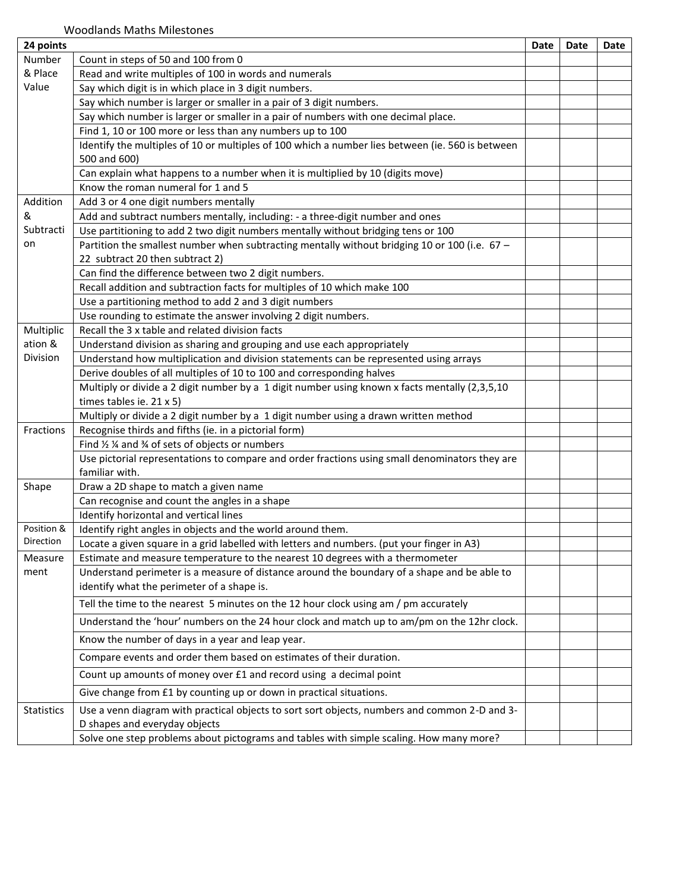Woodlands Maths Milestones

| 24 points | | Date | Date | Date |
|---|---|---|---|---|
| Number & Place Value | Count in steps of 50 and 100 from 0 | | | |
| | Read and write multiples of 100 in words and numerals | | | |
| | Say which digit is in which place in 3 digit numbers. | | | |
| | Say which number is larger or smaller in a pair of 3 digit numbers. | | | |
| | Say which number is larger or smaller in a pair of numbers with one decimal place. | | | |
| | Find 1, 10 or 100 more or less than any numbers up to 100 | | | |
| | Identify the multiples of 10 or multiples of 100 which a number lies between (ie. 560 is between 500 and 600) | | | |
| | Can explain what happens to a number when it is multiplied by 10 (digits move) | | | |
| | Know the roman numeral for 1 and 5 | | | |
| Addition & Subtraction | Add 3 or 4 one digit numbers mentally | | | |
| | Add and subtract numbers mentally, including: - a three-digit number and ones | | | |
| | Use partitioning to add 2 two digit numbers mentally without bridging tens or 100 | | | |
| | Partition the smallest number when subtracting mentally without bridging 10 or 100 (i.e. 67 – 22 subtract 20 then subtract 2) | | | |
| | Can find the difference between two 2 digit numbers. | | | |
| | Recall addition and subtraction facts for multiples of 10 which make 100 | | | |
| | Use a partitioning method to add 2 and 3 digit numbers | | | |
| | Use rounding to estimate the answer involving 2 digit numbers. | | | |
| Multiplication & Division | Recall the 3 x table and related division facts | | | |
| | Understand division as sharing and grouping and use each appropriately | | | |
| | Understand how multiplication and division statements can be represented using arrays | | | |
| | Derive doubles of all multiples of 10 to 100 and corresponding halves | | | |
| | Multiply or divide a 2 digit number by a 1 digit number using known x facts mentally (2,3,5,10 times tables ie. 21 x 5) | | | |
| | Multiply or divide a 2 digit number by a 1 digit number using a drawn written method | | | |
| Fractions | Recognise thirds and fifths (ie. in a pictorial form) | | | |
| | Find ½ ¼ and ¾ of sets of objects or numbers | | | |
| | Use pictorial representations to compare and order fractions using small denominators they are familiar with. | | | |
| Shape | Draw a 2D shape to match a given name | | | |
| | Can recognise and count the angles in a shape | | | |
| | Identify horizontal and vertical lines | | | |
| Position & Direction | Identify right angles in objects and the world around them. | | | |
| | Locate a given square in a grid labelled with letters and numbers. (put your finger in A3) | | | |
| Measurement | Estimate and measure temperature to the nearest 10 degrees with a thermometer | | | |
| | Understand perimeter is a measure of distance around the boundary of a shape and be able to identify what the perimeter of a shape is. | | | |
| | Tell the time to the nearest 5 minutes on the 12 hour clock using am / pm accurately | | | |
| | Understand the 'hour' numbers on the 24 hour clock and match up to am/pm on the 12hr clock. | | | |
| | Know the number of days in a year and leap year. | | | |
| | Compare events and order them based on estimates of their duration. | | | |
| | Count up amounts of money over £1 and record using a decimal point | | | |
| | Give change from £1 by counting up or down in practical situations. | | | |
| Statistics | Use a venn diagram with practical objects to sort sort objects, numbers and common 2-D and 3-D shapes and everyday objects | | | |
| | Solve one step problems about pictograms and tables with simple scaling. How many more? | | | |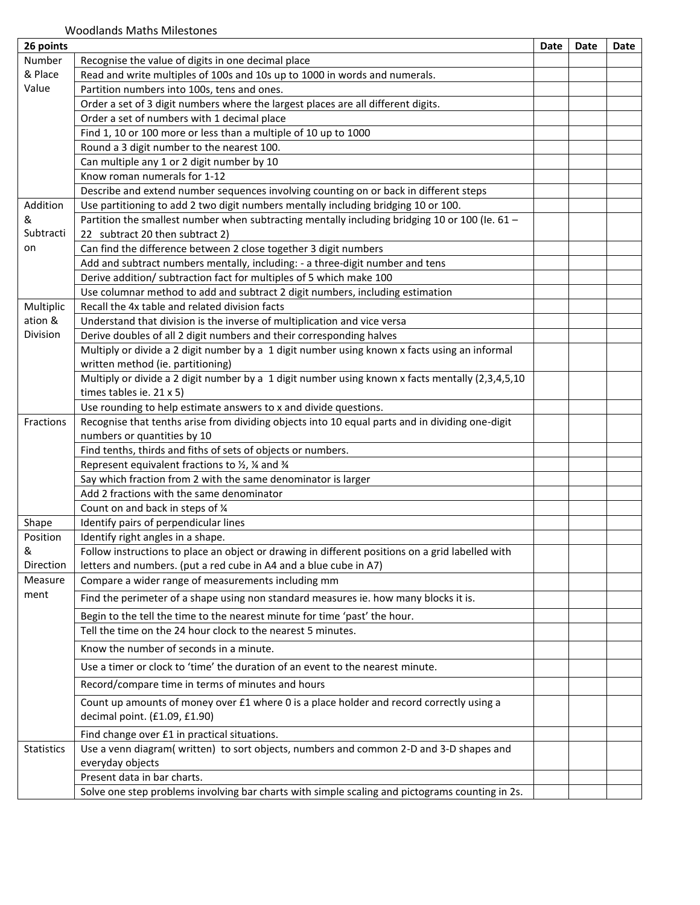Woodlands Maths Milestones

| 26 points | | Date | Date | Date |
|---|---|---|---|---|
| Number & Place Value | Recognise the value of digits in one decimal place | | | |
| | Read and write multiples of 100s and 10s up to 1000 in words and numerals. | | | |
| | Partition numbers into 100s, tens and ones. | | | |
| | Order a set of 3 digit numbers where the largest places are all different digits. | | | |
| | Order a set of numbers with 1 decimal place | | | |
| | Find 1, 10 or 100 more or less than a multiple of 10 up to 1000 | | | |
| | Round a 3 digit number to the nearest 100. | | | |
| | Can multiple any 1 or 2 digit number by 10 | | | |
| | Know roman numerals for 1-12 | | | |
| | Describe and extend number sequences involving counting on or back in different steps | | | |
| Addition & Subtraction | Use partitioning to add 2 two digit numbers mentally including bridging 10 or 100. | | | |
| | Partition the smallest number when subtracting mentally including bridging 10 or 100 (Ie. 61 – 22 subtract 20 then subtract 2) | | | |
| | Can find the difference between 2 close together 3 digit numbers | | | |
| | Add and subtract numbers mentally, including: - a three-digit number and tens | | | |
| | Derive addition/ subtraction fact for multiples of 5 which make 100 | | | |
| | Use columnar method to add and subtract 2 digit numbers, including estimation | | | |
| Multiplication & Division | Recall the 4x table and related division facts | | | |
| | Understand that division is the inverse of multiplication and vice versa | | | |
| | Derive doubles of all 2 digit numbers and their corresponding halves | | | |
| | Multiply or divide a 2 digit number by a 1 digit number using known x facts using an informal written method (ie. partitioning) | | | |
| | Multiply or divide a 2 digit number by a 1 digit number using known x facts mentally (2,3,4,5,10 times tables ie. 21 x 5) | | | |
| | Use rounding to help estimate answers to x and divide questions. | | | |
| Fractions | Recognise that tenths arise from dividing objects into 10 equal parts and in dividing one-digit numbers or quantities by 10 | | | |
| | Find tenths, thirds and fiths of sets of objects or numbers. | | | |
| | Represent equivalent fractions to ½, ¼ and ¾ | | | |
| | Say which fraction from 2 with the same denominator is larger | | | |
| | Add 2 fractions with the same denominator | | | |
| | Count on and back in steps of ¼ | | | |
| Shape | Identify pairs of perpendicular lines | | | |
| Position & Direction | Identify right angles in a shape. | | | |
| | Follow instructions to place an object or drawing in different positions on a grid labelled with letters and numbers. (put a red cube in A4 and a blue cube in A7) | | | |
| Measurement | Compare a wider range of measurements including mm | | | |
| | Find the perimeter of a shape using non standard measures ie. how many blocks it is. | | | |
| | Begin to the tell the time to the nearest minute for time 'past' the hour. | | | |
| | Tell the time on the 24 hour clock to the nearest 5 minutes. | | | |
| | Know the number of seconds in a minute. | | | |
| | Use a timer or clock to 'time' the duration of an event to the nearest minute. | | | |
| | Record/compare time in terms of minutes and hours | | | |
| | Count up amounts of money over £1 where 0 is a place holder and record correctly using a decimal point. (£1.09, £1.90) | | | |
| | Find change over £1 in practical situations. | | | |
| Statistics | Use a venn diagram( written) to sort objects, numbers and common 2-D and 3-D shapes and everyday objects | | | |
| | Present data in bar charts. | | | |
| | Solve one step problems involving bar charts with simple scaling and pictograms counting in 2s. | | | |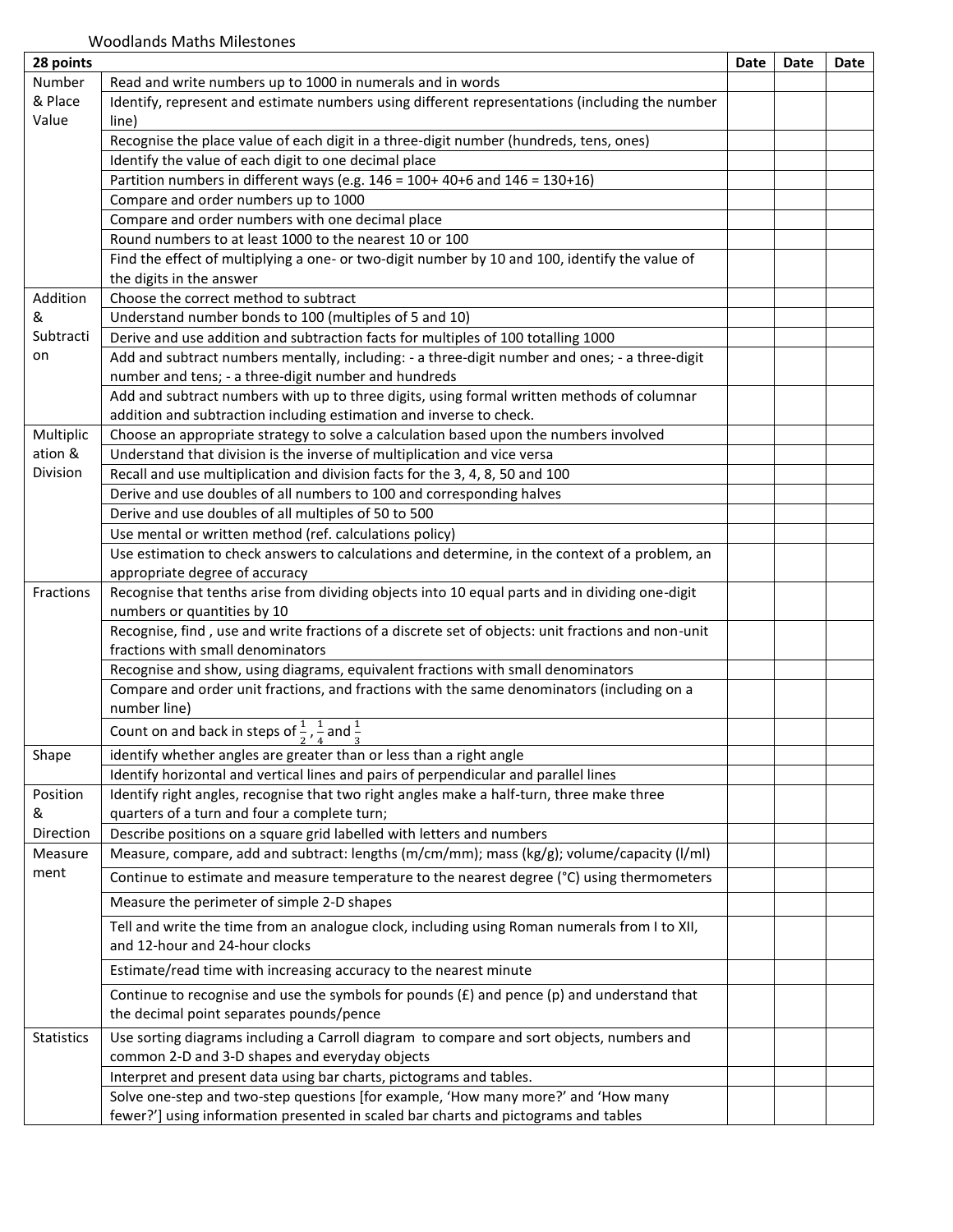Woodlands Maths Milestones

| 28 points | | Date | Date | Date |
|---|---|---|---|---|
| Number & Place Value | Read and write numbers up to 1000 in numerals and in words | | | |
| | Identify, represent and estimate numbers using different representations (including the number line) | | | |
| | Recognise the place value of each digit in a three-digit number (hundreds, tens, ones) | | | |
| | Identify the value of each digit to one decimal place | | | |
| | Partition numbers in different ways (e.g. 146 = 100+ 40+6 and 146 = 130+16) | | | |
| | Compare and order numbers up to 1000 | | | |
| | Compare and order numbers with one decimal place | | | |
| | Round numbers to at least 1000 to the nearest 10 or 100 | | | |
| | Find the effect of multiplying a one- or two-digit number by 10 and 100, identify the value of the digits in the answer | | | |
| Addition & Subtraction | Choose the correct method to subtract | | | |
| | Understand number bonds to 100 (multiples of 5 and 10) | | | |
| | Derive and use addition and subtraction facts for multiples of 100 totalling 1000 | | | |
| | Add and subtract numbers mentally, including: - a three-digit number and ones; - a three-digit number and tens; - a three-digit number and hundreds | | | |
| | Add and subtract numbers with up to three digits, using formal written methods of columnar addition and subtraction including estimation and inverse to check. | | | |
| Multiplication & Division | Choose an appropriate strategy to solve a calculation based upon the numbers involved | | | |
| | Understand that division is the inverse of multiplication and vice versa | | | |
| | Recall and use multiplication and division facts for the 3, 4, 8, 50 and 100 | | | |
| | Derive and use doubles of all numbers to 100 and corresponding halves | | | |
| | Derive and use doubles of all multiples of 50 to 500 | | | |
| | Use mental or written method (ref. calculations policy) | | | |
| | Use estimation to check answers to calculations and determine, in the context of a problem, an appropriate degree of accuracy | | | |
| Fractions | Recognise that tenths arise from dividing objects into 10 equal parts and in dividing one-digit numbers or quantities by 10 | | | |
| | Recognise, find , use and write fractions of a discrete set of objects: unit fractions and non-unit fractions with small denominators | | | |
| | Recognise and show, using diagrams, equivalent fractions with small denominators | | | |
| | Compare and order unit fractions, and fractions with the same denominators (including on a number line) | | | |
| | Count on and back in steps of $\frac{1}{2}$, $\frac{1}{4}$ and $\frac{1}{3}$ | | | |
| Shape | identify whether angles are greater than or less than a right angle | | | |
| | Identify horizontal and vertical lines and pairs of perpendicular and parallel lines | | | |
| Position & Direction | Identify right angles, recognise that two right angles make a half-turn, three make three quarters of a turn and four a complete turn; | | | |
| | Describe positions on a square grid labelled with letters and numbers | | | |
| Measurement | Measure, compare, add and subtract: lengths (m/cm/mm); mass (kg/g); volume/capacity (l/ml) | | | |
| | Continue to estimate and measure temperature to the nearest degree (°C) using thermometers | | | |
| | Measure the perimeter of simple 2-D shapes | | | |
| | Tell and write the time from an analogue clock, including using Roman numerals from I to XII, and 12-hour and 24-hour clocks | | | |
| | Estimate/read time with increasing accuracy to the nearest minute | | | |
| | Continue to recognise and use the symbols for pounds (£) and pence (p) and understand that the decimal point separates pounds/pence | | | |
| Statistics | Use sorting diagrams including a Carroll diagram to compare and sort objects, numbers and common 2-D and 3-D shapes and everyday objects | | | |
| | Interpret and present data using bar charts, pictograms and tables. | | | |
| | Solve one-step and two-step questions [for example, 'How many more?' and 'How many fewer?'] using information presented in scaled bar charts and pictograms and tables | | | |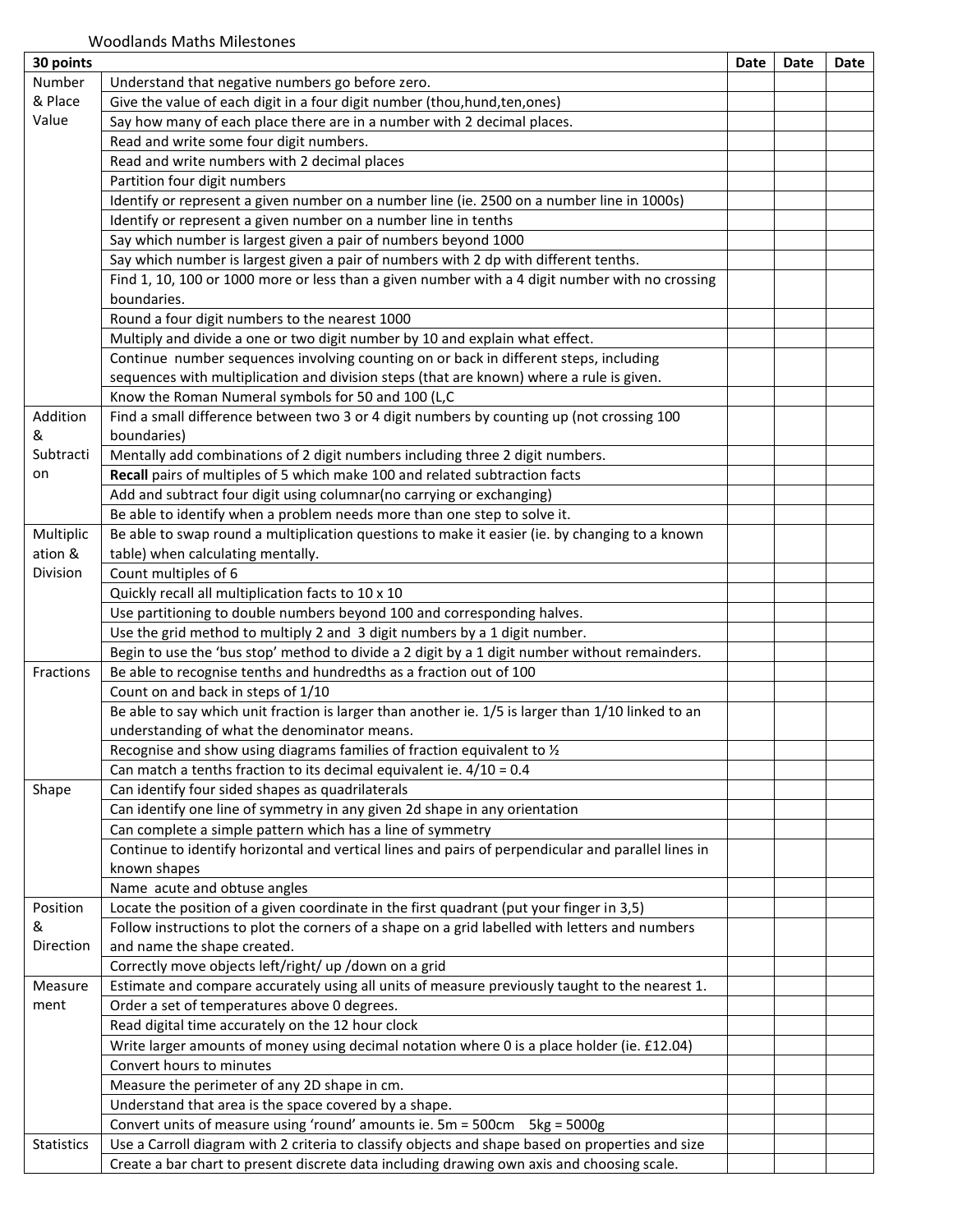Woodlands Maths Milestones

| 30 points | | Date | Date | Date |
|---|---|---|---|---|
| Number & Place Value | Understand that negative numbers go before zero. | | | |
| | Give the value of each digit in a four digit number (thou,hund,ten,ones) | | | |
| | Say how many of each place there are in a number with 2 decimal places. | | | |
| | Read and write some four digit numbers. | | | |
| | Read and write numbers with 2 decimal places | | | |
| | Partition four digit numbers | | | |
| | Identify or represent a given number on a number line (ie. 2500 on a number line in 1000s) | | | |
| | Identify or represent a given number on a number line in tenths | | | |
| | Say which number is largest given a pair of numbers beyond 1000 | | | |
| | Say which number is largest given a pair of numbers with 2 dp with different tenths. | | | |
| | Find 1, 10, 100 or 1000 more or less than a given number with a 4 digit number with no crossing boundaries. | | | |
| | Round a four digit numbers to the nearest 1000 | | | |
| | Multiply and divide a one or two digit number by 10 and explain what effect. | | | |
| | Continue number sequences involving counting on or back in different steps, including sequences with multiplication and division steps (that are known) where a rule is given. | | | |
| | Know the Roman Numeral symbols for 50 and 100 (L,C | | | |
| Addition & Subtraction | Find a small difference between two 3 or 4 digit numbers by counting up (not crossing 100 boundaries) | | | |
| | Mentally add combinations of 2 digit numbers including three 2 digit numbers. | | | |
| | **Recall** pairs of multiples of 5 which make 100 and related subtraction facts | | | |
| | Add and subtract four digit using columnar(no carrying or exchanging) | | | |
| | Be able to identify when a problem needs more than one step to solve it. | | | |
| Multiplication & Division | Be able to swap round a multiplication questions to make it easier (ie. by changing to a known table) when calculating mentally. | | | |
| | Count multiples of 6 | | | |
| | Quickly recall all multiplication facts to 10 x 10 | | | |
| | Use partitioning to double numbers beyond 100 and corresponding halves. | | | |
| | Use the grid method to multiply 2 and 3 digit numbers by a 1 digit number. | | | |
| | Begin to use the 'bus stop' method to divide a 2 digit by a 1 digit number without remainders. | | | |
| Fractions | Be able to recognise tenths and hundredths as a fraction out of 100 | | | |
| | Count on and back in steps of 1/10 | | | |
| | Be able to say which unit fraction is larger than another ie. 1/5 is larger than 1/10 linked to an understanding of what the denominator means. | | | |
| | Recognise and show using diagrams families of fraction equivalent to ½ | | | |
| | Can match a tenths fraction to its decimal equivalent ie. 4/10 = 0.4 | | | |
| Shape | Can identify four sided shapes as quadrilaterals | | | |
| | Can identify one line of symmetry in any given 2d shape in any orientation | | | |
| | Can complete a simple pattern which has a line of symmetry | | | |
| | Continue to identify horizontal and vertical lines and pairs of perpendicular and parallel lines in known shapes | | | |
| | Name acute and obtuse angles | | | |
| Position & Direction | Locate the position of a given coordinate in the first quadrant (put your finger in 3,5) | | | |
| | Follow instructions to plot the corners of a shape on a grid labelled with letters and numbers and name the shape created. | | | |
| | Correctly move objects left/right/ up /down on a grid | | | |
| Measurement | Estimate and compare accurately using all units of measure previously taught to the nearest 1. | | | |
| | Order a set of temperatures above 0 degrees. | | | |
| | Read digital time accurately on the 12 hour clock | | | |
| | Write larger amounts of money using decimal notation where 0 is a place holder (ie. £12.04) | | | |
| | Convert hours to minutes | | | |
| | Measure the perimeter of any 2D shape in cm. | | | |
| | Understand that area is the space covered by a shape. | | | |
| | Convert units of measure using 'round' amounts ie. 5m = 500cm 5kg = 5000g | | | |
| Statistics | Use a Carroll diagram with 2 criteria to classify objects and shape based on properties and size | | | |
| | Create a bar chart to present discrete data including drawing own axis and choosing scale. | | | |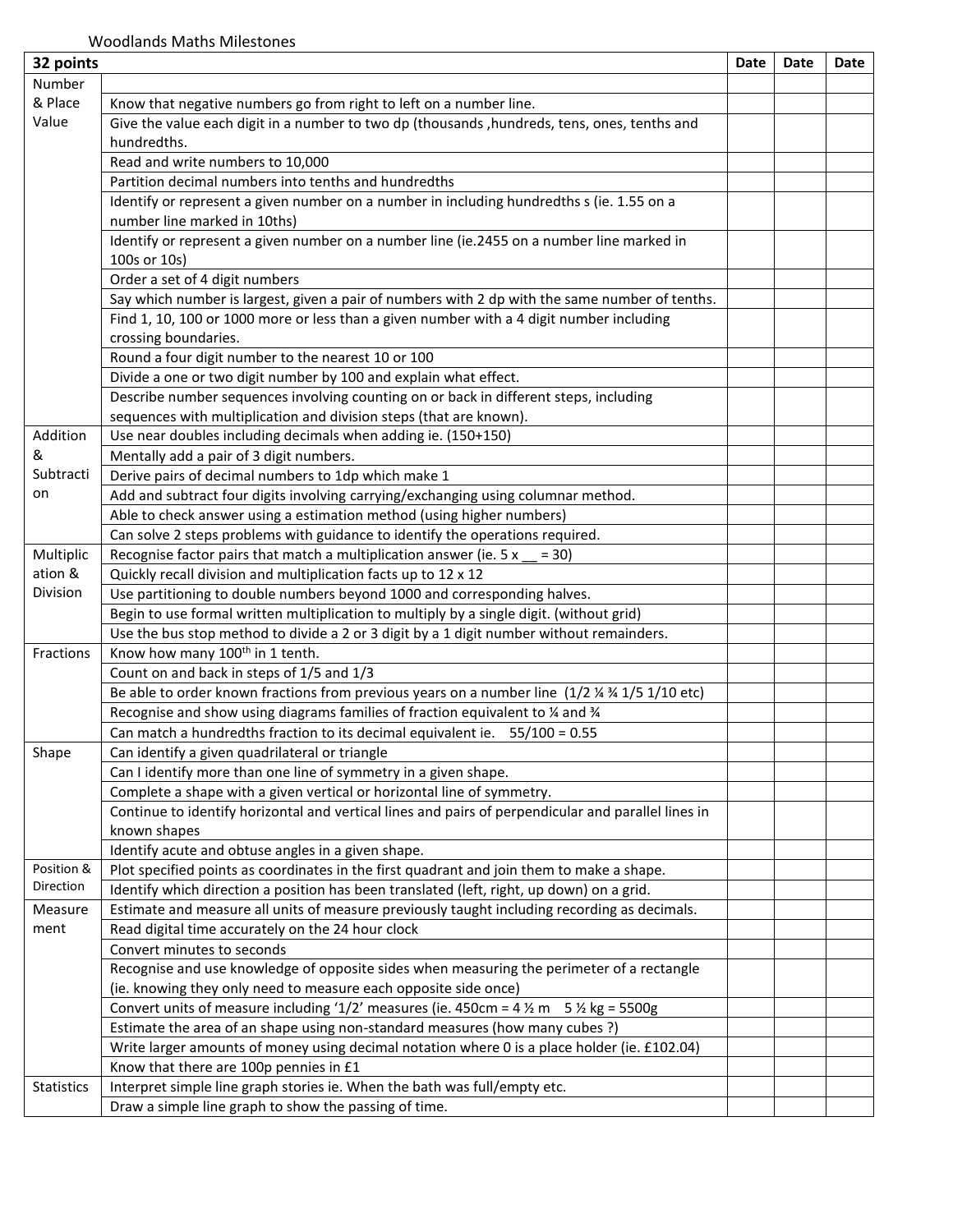Woodlands Maths Milestones

| 32 points | | Date | Date | Date |
|---|---|---|---|---|
| Number & Place Value | | | | |
| | Know that negative numbers go from right to left on a number line. | | | |
| | Give the value each digit in a number to two dp (thousands ,hundreds, tens, ones, tenths and hundredths. | | | |
| | Read and write numbers to 10,000 | | | |
| | Partition decimal numbers into tenths and hundredths | | | |
| | Identify or represent a given number on a number in including hundredths s (ie. 1.55 on a number line marked in 10ths) | | | |
| | Identify or represent a given number on a number line (ie.2455 on a number line marked in 100s or 10s) | | | |
| | Order a set of 4 digit numbers | | | |
| | Say which number is largest, given a pair of numbers with 2 dp with the same number of tenths. | | | |
| | Find 1, 10, 100 or 1000 more or less than a given number with a 4 digit number including crossing boundaries. | | | |
| | Round a four digit number to the nearest 10 or 100 | | | |
| | Divide a one or two digit number by 100 and explain what effect. | | | |
| | Describe number sequences involving counting on or back in different steps, including sequences with multiplication and division steps (that are known). | | | |
| Addition & Subtraction | Use near doubles including decimals when adding ie. (150+150) | | | |
| | Mentally add a pair of 3 digit numbers. | | | |
| | Derive pairs of decimal numbers to 1dp which make 1 | | | |
| | Add and subtract four digits involving carrying/exchanging using columnar method. | | | |
| | Able to check answer using a estimation method (using higher numbers) | | | |
| | Can solve 2 steps problems with guidance to identify the operations required. | | | |
| Multiplication & Division | Recognise factor pairs that match a multiplication answer (ie. 5 x __ = 30) | | | |
| | Quickly recall division and multiplication facts up to 12 x 12 | | | |
| | Use partitioning to double numbers beyond 1000 and corresponding halves. | | | |
| | Begin to use formal written multiplication to multiply by a single digit. (without grid) | | | |
| | Use the bus stop method to divide a 2 or 3 digit by a 1 digit number without remainders. | | | |
| Fractions | Know how many 100th in 1 tenth. | | | |
| | Count on and back in steps of 1/5 and 1/3 | | | |
| | Be able to order known fractions from previous years on a number line (1/2 ¼ ¾ 1/5 1/10 etc) | | | |
| | Recognise and show using diagrams families of fraction equivalent to ¼ and ¾ | | | |
| | Can match a hundredths fraction to its decimal equivalent ie. 55/100 = 0.55 | | | |
| Shape | Can identify a given quadrilateral or triangle | | | |
| | Can I identify more than one line of symmetry in a given shape. | | | |
| | Complete a shape with a given vertical or horizontal line of symmetry. | | | |
| | Continue to identify horizontal and vertical lines and pairs of perpendicular and parallel lines in known shapes | | | |
| | Identify acute and obtuse angles in a given shape. | | | |
| Position & Direction | Plot specified points as coordinates in the first quadrant and join them to make a shape. | | | |
| | Identify which direction a position has been translated (left, right, up down) on a grid. | | | |
| Measurement | Estimate and measure all units of measure previously taught including recording as decimals. | | | |
| | Read digital time accurately on the 24 hour clock | | | |
| | Convert minutes to seconds | | | |
| | Recognise and use knowledge of opposite sides when measuring the perimeter of a rectangle (ie. knowing they only need to measure each opposite side once) | | | |
| | Convert units of measure including '1/2' measures (ie. 450cm = 4 ½ m 5 ½ kg = 5500g | | | |
| | Estimate the area of an shape using non-standard measures (how many cubes ?) | | | |
| | Write larger amounts of money using decimal notation where 0 is a place holder (ie. £102.04) | | | |
| | Know that there are 100p pennies in £1 | | | |
| Statistics | Interpret simple line graph stories ie. When the bath was full/empty etc. | | | |
| | Draw a simple line graph to show the passing of time. | | | |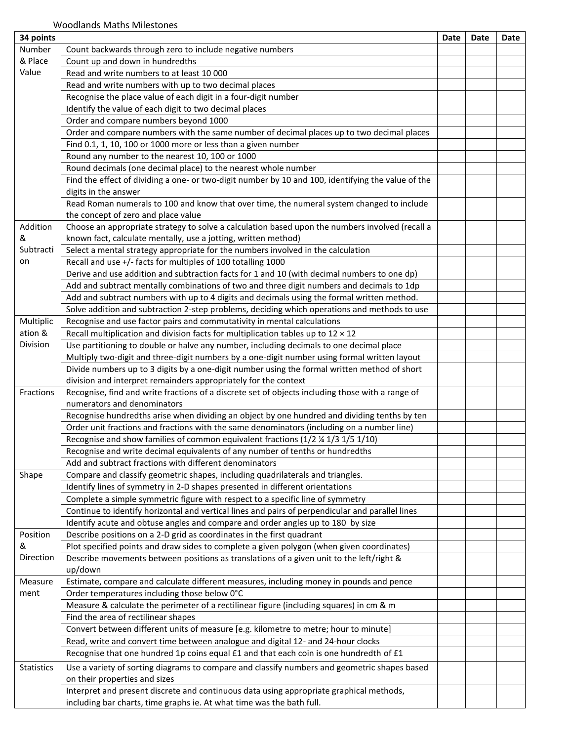Woodlands Maths Milestones

| 34 points | | Date | Date | Date |
|---|---|---|---|---|
| Number & Place Value | Count backwards through zero to include negative numbers | | | |
| | Count up and down in hundredths | | | |
| | Read and write numbers to at least 10 000 | | | |
| | Read and write numbers with up to two decimal places | | | |
| | Recognise the place value of each digit in a four-digit number | | | |
| | Identify the value of each digit to two decimal places | | | |
| | Order and compare numbers beyond 1000 | | | |
| | Order and compare numbers with the same number of decimal places up to two decimal places | | | |
| | Find 0.1, 1, 10, 100 or 1000 more or less than a given number | | | |
| | Round any number to the nearest 10, 100 or 1000 | | | |
| | Round decimals (one decimal place) to the nearest whole number | | | |
| | Find the effect of dividing a one- or two-digit number by 10 and 100, identifying the value of the digits in the answer | | | |
| | Read Roman numerals to 100 and know that over time, the numeral system changed to include the concept of zero and place value | | | |
| Addition & Subtraction | Choose an appropriate strategy to solve a calculation based upon the numbers involved (recall a known fact, calculate mentally, use a jotting, written method) | | | |
| | Select a mental strategy appropriate for the numbers involved in the calculation | | | |
| | Recall and use +/- facts for multiples of 100 totalling 1000 | | | |
| | Derive and use addition and subtraction facts for 1 and 10 (with decimal numbers to one dp) | | | |
| | Add and subtract mentally combinations of two and three digit numbers and decimals to 1dp | | | |
| | Add and subtract numbers with up to 4 digits and decimals using the formal written method. | | | |
| | Solve addition and subtraction 2-step problems, deciding which operations and methods to use | | | |
| Multiplication & Division | Recognise and use factor pairs and commutativity in mental calculations | | | |
| | Recall multiplication and division facts for multiplication tables up to 12 × 12 | | | |
| | Use partitioning to double or halve any number, including decimals to one decimal place | | | |
| | Multiply two-digit and three-digit numbers by a one-digit number using formal written layout | | | |
| | Divide numbers up to 3 digits by a one-digit number using the formal written method of short division and interpret remainders appropriately for the context | | | |
| Fractions | Recognise, find and write fractions of a discrete set of objects including those with a range of numerators and denominators | | | |
| | Recognise hundredths arise when dividing an object by one hundred and dividing tenths by ten | | | |
| | Order unit fractions and fractions with the same denominators (including on a number line) | | | |
| | Recognise and show families of common equivalent fractions (1/2 ¼ 1/3 1/5 1/10) | | | |
| | Recognise and write decimal equivalents of any number of tenths or hundredths | | | |
| | Add and subtract fractions with different denominators | | | |
| Shape | Compare and classify geometric shapes, including quadrilaterals and triangles. | | | |
| | Identify lines of symmetry in 2-D shapes presented in different orientations | | | |
| | Complete a simple symmetric figure with respect to a specific line of symmetry | | | |
| | Continue to identify horizontal and vertical lines and pairs of perpendicular and parallel lines | | | |
| | Identify acute and obtuse angles and compare and order angles up to 180 by size | | | |
| Position & Direction | Describe positions on a 2-D grid as coordinates in the first quadrant | | | |
| | Plot specified points and draw sides to complete a given polygon (when given coordinates) | | | |
| | Describe movements between positions as translations of a given unit to the left/right & up/down | | | |
| Measurement | Estimate, compare and calculate different measures, including money in pounds and pence | | | |
| | Order temperatures including those below 0°C | | | |
| | Measure & calculate the perimeter of a rectilinear figure (including squares) in cm & m | | | |
| | Find the area of rectilinear shapes | | | |
| | Convert between different units of measure [e.g. kilometre to metre; hour to minute] | | | |
| | Read, write and convert time between analogue and digital 12- and 24-hour clocks | | | |
| | Recognise that one hundred 1p coins equal £1 and that each coin is one hundredth of £1 | | | |
| Statistics | Use a variety of sorting diagrams to compare and classify numbers and geometric shapes based on their properties and sizes | | | |
| | Interpret and present discrete and continuous data using appropriate graphical methods, including bar charts, time graphs ie. At what time was the bath full. | | | |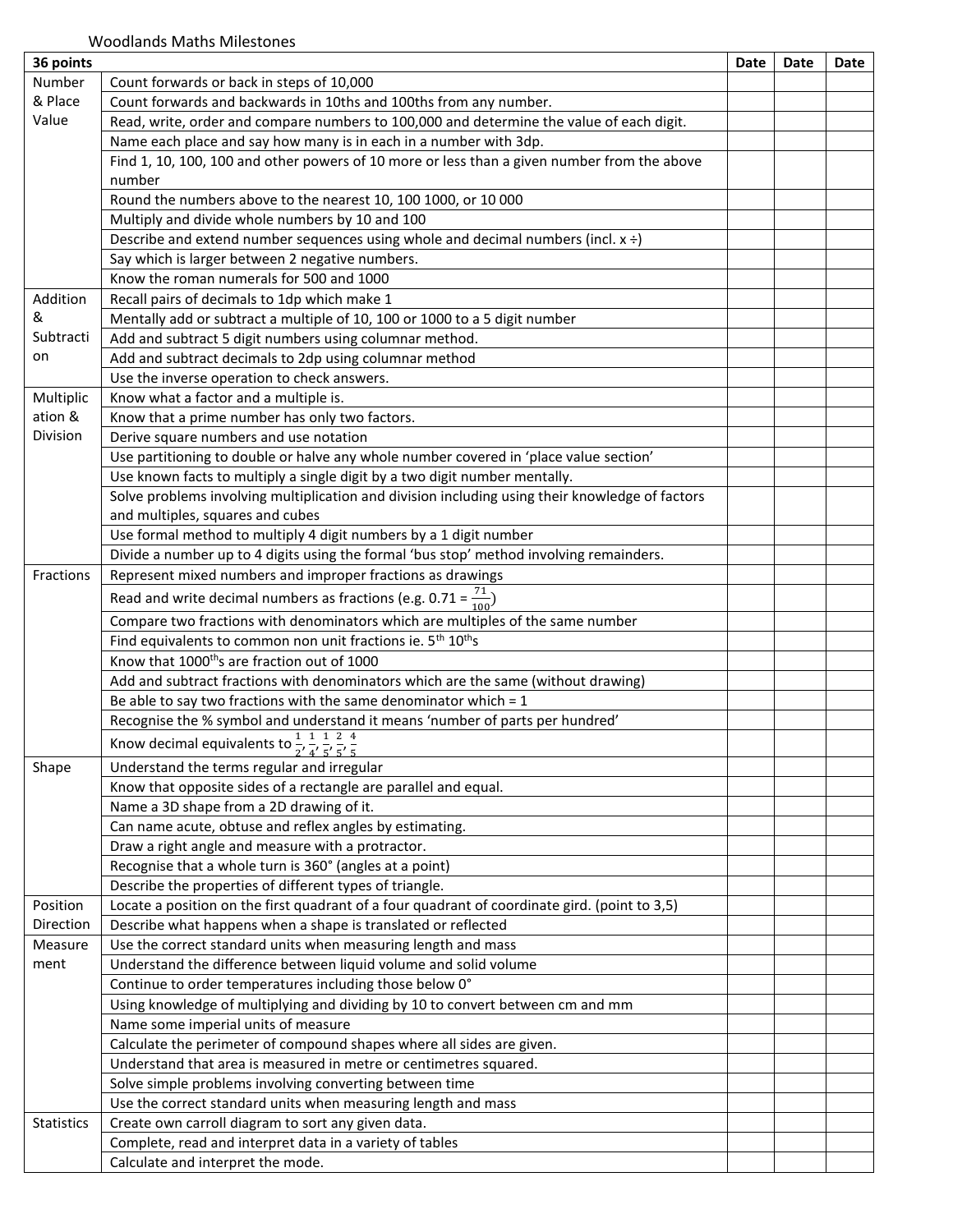Woodlands Maths Milestones

| 36 points | | Date | Date | Date |
|---|---|---|---|---|
| Number & Place Value | Count forwards or back in steps of 10,000 | | | |
| | Count forwards and backwards in 10ths and 100ths from any number. | | | |
| | Read, write, order and compare numbers to 100,000 and determine the value of each digit. | | | |
| | Name each place and say how many is in each in a number with 3dp. | | | |
| | Find 1, 10, 100, 100 and other powers of 10 more or less than a given number from the above number | | | |
| | Round the numbers above to the nearest 10, 100 1000, or 10 000 | | | |
| | Multiply and divide whole numbers by 10 and 100 | | | |
| | Describe and extend number sequences using whole and decimal numbers (incl. x ÷) | | | |
| | Say which is larger between 2 negative numbers. | | | |
| | Know the roman numerals for 500 and 1000 | | | |
| Addition & Subtraction | Recall pairs of decimals to 1dp which make 1 | | | |
| | Mentally add or subtract a multiple of 10, 100 or 1000 to a 5 digit number | | | |
| | Add and subtract 5 digit numbers using columnar method. | | | |
| | Add and subtract decimals to 2dp using columnar method | | | |
| | Use the inverse operation to check answers. | | | |
| Multiplication & Division | Know what a factor and a multiple is. | | | |
| | Know that a prime number has only two factors. | | | |
| | Derive square numbers and use notation | | | |
| | Use partitioning to double or halve any whole number covered in 'place value section' | | | |
| | Use known facts to multiply a single digit by a two digit number mentally. | | | |
| | Solve problems involving multiplication and division including using their knowledge of factors and multiples, squares and cubes | | | |
| | Use formal method to multiply 4 digit numbers by a 1 digit number | | | |
| | Divide a number up to 4 digits using the formal 'bus stop' method involving remainders. | | | |
| Fractions | Represent mixed numbers and improper fractions as drawings | | | |
| | Read and write decimal numbers as fractions (e.g. 0.71 = $\frac{71}{100}$) | | | |
| | Compare two fractions with denominators which are multiples of the same number | | | |
| | Find equivalents to common non unit fractions ie. 5th 10ths | | | |
| | Know that 1000ths are fraction out of 1000 | | | |
| | Add and subtract fractions with denominators which are the same (without drawing) | | | |
| | Be able to say two fractions with the same denominator which = 1 | | | |
| | Recognise the % symbol and understand it means 'number of parts per hundred' | | | |
| | Know decimal equivalents to $\frac{1}{2}, \frac{1}{4}, \frac{1}{5}, \frac{2}{5}, \frac{4}{5}$ | | | |
| Shape | Understand the terms regular and irregular | | | |
| | Know that opposite sides of a rectangle are parallel and equal. | | | |
| | Name a 3D shape from a 2D drawing of it. | | | |
| | Can name acute, obtuse and reflex angles by estimating. | | | |
| | Draw a right angle and measure with a protractor. | | | |
| | Recognise that a whole turn is 360° (angles at a point) | | | |
| | Describe the properties of different types of triangle. | | | |
| Position Direction | Locate a position on the first quadrant of a four quadrant of coordinate gird. (point to 3,5) | | | |
| | Describe what happens when a shape is translated or reflected | | | |
| Measurement | Use the correct standard units when measuring length and mass | | | |
| | Understand the difference between liquid volume and solid volume | | | |
| | Continue to order temperatures including those below 0° | | | |
| | Using knowledge of multiplying and dividing by 10 to convert between cm and mm | | | |
| | Name some imperial units of measure | | | |
| | Calculate the perimeter of compound shapes where all sides are given. | | | |
| | Understand that area is measured in metre or centimetres squared. | | | |
| | Solve simple problems involving converting between time | | | |
| | Use the correct standard units when measuring length and mass | | | |
| Statistics | Create own carroll diagram to sort any given data. | | | |
| | Complete, read and interpret data in a variety of tables | | | |
| | Calculate and interpret the mode. | | | |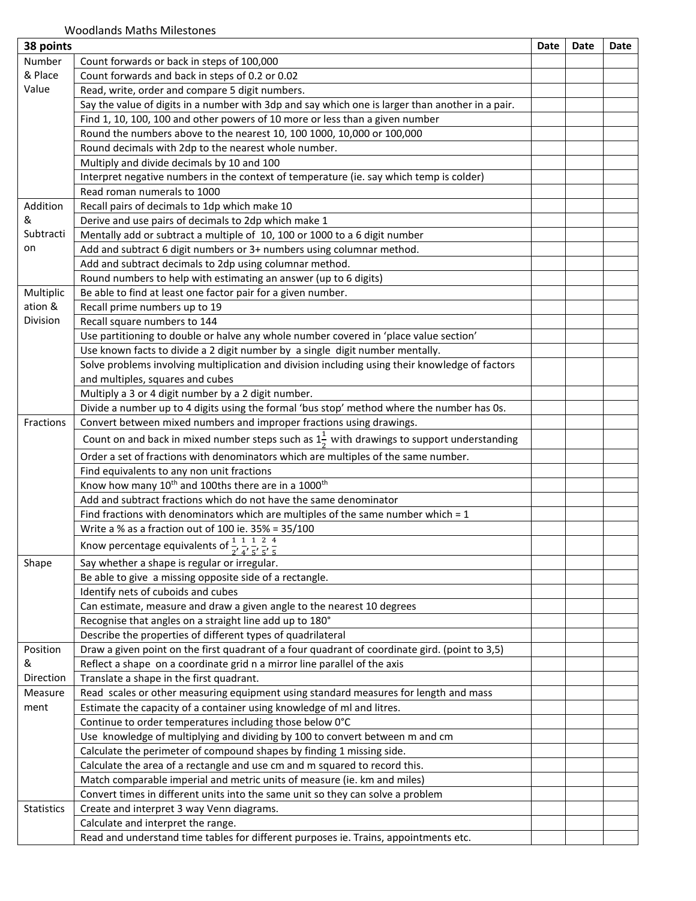Woodlands Maths Milestones

| 38 points | | Date | Date | Date |
|---|---|---|---|---|
| Number & Place Value | Count forwards or back in steps of 100,000 | | | |
| | Count forwards and back in steps of 0.2 or 0.02 | | | |
| | Read, write, order and compare 5 digit numbers. | | | |
| | Say the value of digits in a number with 3dp and say which one is larger than another in a pair. | | | |
| | Find 1, 10, 100, 100 and other powers of 10 more or less than a given number | | | |
| | Round the numbers above to the nearest 10, 100 1000, 10,000 or 100,000 | | | |
| | Round decimals with 2dp to the nearest whole number. | | | |
| | Multiply and divide decimals by 10 and 100 | | | |
| | Interpret negative numbers in the context of temperature (ie. say which temp is colder) | | | |
| | Read roman numerals to 1000 | | | |
| Addition & Subtraction | Recall pairs of decimals to 1dp which make 10 | | | |
| | Derive and use pairs of decimals to 2dp which make 1 | | | |
| | Mentally add or subtract a multiple of 10, 100 or 1000 to a 6 digit number | | | |
| | Add and subtract 6 digit numbers or 3+ numbers using columnar method. | | | |
| | Add and subtract decimals to 2dp using columnar method. | | | |
| | Round numbers to help with estimating an answer (up to 6 digits) | | | |
| Multiplication & Division | Be able to find at least one factor pair for a given number. | | | |
| | Recall prime numbers up to 19 | | | |
| | Recall square numbers to 144 | | | |
| | Use partitioning to double or halve any whole number covered in 'place value section' | | | |
| | Use known facts to divide a 2 digit number by a single digit number mentally. | | | |
| | Solve problems involving multiplication and division including using their knowledge of factors and multiples, squares and cubes | | | |
| | Multiply a 3 or 4 digit number by a 2 digit number. | | | |
| | Divide a number up to 4 digits using the formal 'bus stop' method where the number has 0s. | | | |
| Fractions | Convert between mixed numbers and improper fractions using drawings. | | | |
| | Count on and back in mixed number steps such as $1\frac{1}{2}$ with drawings to support understanding | | | |
| | Order a set of fractions with denominators which are multiples of the same number. | | | |
| | Find equivalents to any non unit fractions | | | |
| | Know how many $10^{th}$ and 100ths there are in a $1000^{th}$ | | | |
| | Add and subtract fractions which do not have the same denominator | | | |
| | Find fractions with denominators which are multiples of the same number which = 1 | | | |
| | Write a % as a fraction out of 100 ie. 35% = 35/100 | | | |
| | Know percentage equivalents of $\frac{1}{2}, \frac{1}{4}, \frac{1}{5}, \frac{2}{5}, \frac{4}{5}$ | | | |
| Shape | Say whether a shape is regular or irregular. | | | |
| | Be able to give a missing opposite side of a rectangle. | | | |
| | Identify nets of cuboids and cubes | | | |
| | Can estimate, measure and draw a given angle to the nearest 10 degrees | | | |
| | Recognise that angles on a straight line add up to 180° | | | |
| | Describe the properties of different types of quadrilateral | | | |
| Position & Direction | Draw a given point on the first quadrant of a four quadrant of coordinate gird. (point to 3,5) | | | |
| | Reflect a shape on a coordinate grid n a mirror line parallel of the axis | | | |
| | Translate a shape in the first quadrant. | | | |
| Measurement | Read scales or other measuring equipment using standard measures for length and mass | | | |
| | Estimate the capacity of a container using knowledge of ml and litres. | | | |
| | Continue to order temperatures including those below 0°C | | | |
| | Use knowledge of multiplying and dividing by 100 to convert between m and cm | | | |
| | Calculate the perimeter of compound shapes by finding 1 missing side. | | | |
| | Calculate the area of a rectangle and use cm and m squared to record this. | | | |
| | Match comparable imperial and metric units of measure (ie. km and miles) | | | |
| | Convert times in different units into the same unit so they can solve a problem | | | |
| Statistics | Create and interpret 3 way Venn diagrams. | | | |
| | Calculate and interpret the range. | | | |
| | Read and understand time tables for different purposes ie. Trains, appointments etc. | | | |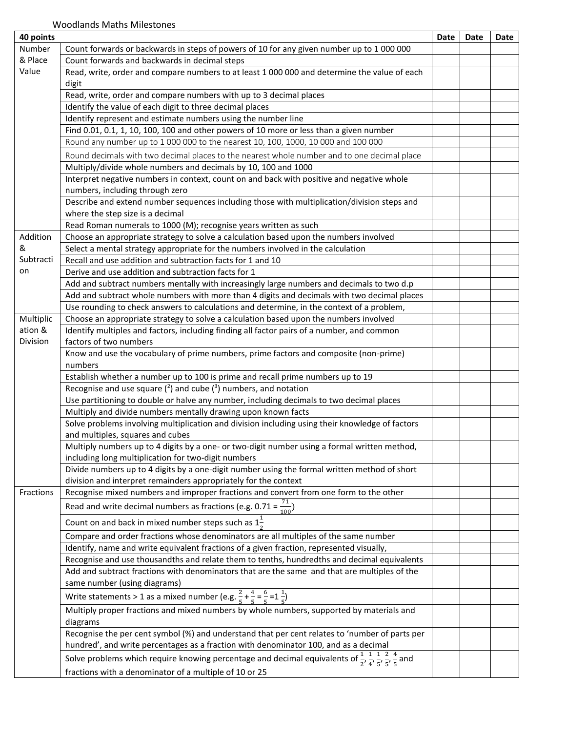Woodlands Maths Milestones

| 40 points | | Date | Date | Date |
|---|---|---|---|---|
| Number & Place Value | Count forwards or backwards in steps of powers of 10 for any given number up to 1 000 000 | | | |
| | Count forwards and backwards in decimal steps | | | |
| | Read, write, order and compare numbers to at least 1 000 000 and determine the value of each digit | | | |
| | Read, write, order and compare numbers with up to 3 decimal places | | | |
| | Identify the value of each digit to three decimal places | | | |
| | Identify represent and estimate numbers using the number line | | | |
| | Find 0.01, 0.1, 1, 10, 100, 100 and other powers of 10 more or less than a given number | | | |
| | Round any number up to 1 000 000 to the nearest 10, 100, 1000, 10 000 and 100 000 | | | |
| | Round decimals with two decimal places to the nearest whole number and to one decimal place | | | |
| | Multiply/divide whole numbers and decimals by 10, 100 and 1000 | | | |
| | Interpret negative numbers in context, count on and back with positive and negative whole numbers, including through zero | | | |
| | Describe and extend number sequences including those with multiplication/division steps and where the step size is a decimal | | | |
| | Read Roman numerals to 1000 (M); recognise years written as such | | | |
| Addition & Subtraction | Choose an appropriate strategy to solve a calculation based upon the numbers involved | | | |
| | Select a mental strategy appropriate for the numbers involved in the calculation | | | |
| | Recall and use addition and subtraction facts for 1 and 10 | | | |
| | Derive and use addition and subtraction facts for 1 | | | |
| | Add and subtract numbers mentally with increasingly large numbers and decimals to two d.p | | | |
| | Add and subtract whole numbers with more than 4 digits and decimals with two decimal places | | | |
| | Use rounding to check answers to calculations and determine, in the context of a problem, | | | |
| Multiplication & Division | Choose an appropriate strategy to solve a calculation based upon the numbers involved | | | |
| | Identify multiples and factors, including finding all factor pairs of a number, and common factors of two numbers | | | |
| | Know and use the vocabulary of prime numbers, prime factors and composite (non-prime) numbers | | | |
| | Establish whether a number up to 100 is prime and recall prime numbers up to 19 | | | |
| | Recognise and use square ($^2$) and cube ($^3$) numbers, and notation | | | |
| | Use partitioning to double or halve any number, including decimals to two decimal places | | | |
| | Multiply and divide numbers mentally drawing upon known facts | | | |
| | Solve problems involving multiplication and division including using their knowledge of factors and multiples, squares and cubes | | | |
| | Multiply numbers up to 4 digits by a one- or two-digit number using a formal written method, including long multiplication for two-digit numbers | | | |
| | Divide numbers up to 4 digits by a one-digit number using the formal written method of short division and interpret remainders appropriately for the context | | | |
| Fractions | Recognise mixed numbers and improper fractions and convert from one form to the other | | | |
| | Read and write decimal numbers as fractions (e.g. 0.71 = $\frac{71}{100}$) | | | |
| | Count on and back in mixed number steps such as $1\frac{1}{2}$ | | | |
| | Compare and order fractions whose denominators are all multiples of the same number | | | |
| | Identify, name and write equivalent fractions of a given fraction, represented visually, | | | |
| | Recognise and use thousandths and relate them to tenths, hundredths and decimal equivalents | | | |
| | Add and subtract fractions with denominators that are the same and that are multiples of the same number (using diagrams) | | | |
| | Write statements > 1 as a mixed number (e.g. $\frac{2}{5} + \frac{4}{5} = \frac{6}{5} = 1\frac{1}{5}$) | | | |
| | Multiply proper fractions and mixed numbers by whole numbers, supported by materials and diagrams | | | |
| | Recognise the per cent symbol (%) and understand that per cent relates to 'number of parts per hundred', and write percentages as a fraction with denominator 100, and as a decimal | | | |
| | Solve problems which require knowing percentage and decimal equivalents of $\frac{1}{2}, \frac{1}{4}, \frac{1}{5}, \frac{2}{5}, \frac{4}{5}$ and fractions with a denominator of a multiple of 10 or 25 | | | |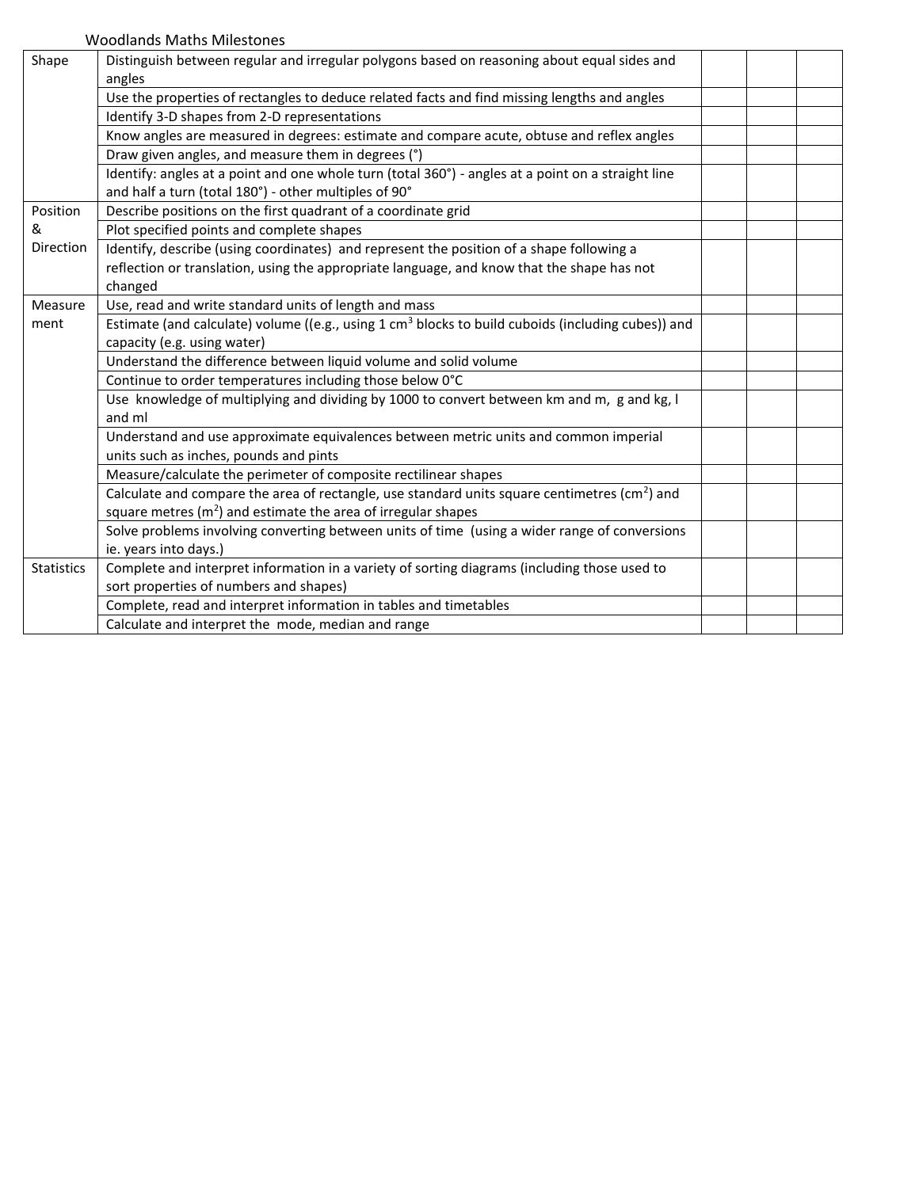Woodlands Maths Milestones

| | | | | |
|---|---|---|---|---|
| Shape | Distinguish between regular and irregular polygons based on reasoning about equal sides and angles | | | |
| | Use the properties of rectangles to deduce related facts and find missing lengths and angles | | | |
| | Identify 3-D shapes from 2-D representations | | | |
| | Know angles are measured in degrees: estimate and compare acute, obtuse and reflex angles | | | |
| | Draw given angles, and measure them in degrees (°) | | | |
| | Identify: angles at a point and one whole turn (total 360°) - angles at a point on a straight line and half a turn (total 180°) - other multiples of 90° | | | |
| Position & Direction | Describe positions on the first quadrant of a coordinate grid | | | |
| | Plot specified points and complete shapes | | | |
| | Identify, describe (using coordinates) and represent the position of a shape following a reflection or translation, using the appropriate language, and know that the shape has not changed | | | |
| Measurement | Use, read and write standard units of length and mass | | | |
| | Estimate (and calculate) volume ((e.g., using 1 $cm^3$ blocks to build cuboids (including cubes)) and capacity (e.g. using water) | | | |
| | Understand the difference between liquid volume and solid volume | | | |
| | Continue to order temperatures including those below 0°C | | | |
| | Use knowledge of multiplying and dividing by 1000 to convert between km and m, g and kg, l and ml | | | |
| | Understand and use approximate equivalences between metric units and common imperial units such as inches, pounds and pints | | | |
| | Measure/calculate the perimeter of composite rectilinear shapes | | | |
| | Calculate and compare the area of rectangle, use standard units square centimetres ($cm^2$) and square metres ($m^2$) and estimate the area of irregular shapes | | | |
| | Solve problems involving converting between units of time (using a wider range of conversions ie. years into days.) | | | |
| Statistics | Complete and interpret information in a variety of sorting diagrams (including those used to sort properties of numbers and shapes) | | | |
| | Complete, read and interpret information in tables and timetables | | | |
| | Calculate and interpret the mode, median and range | | | |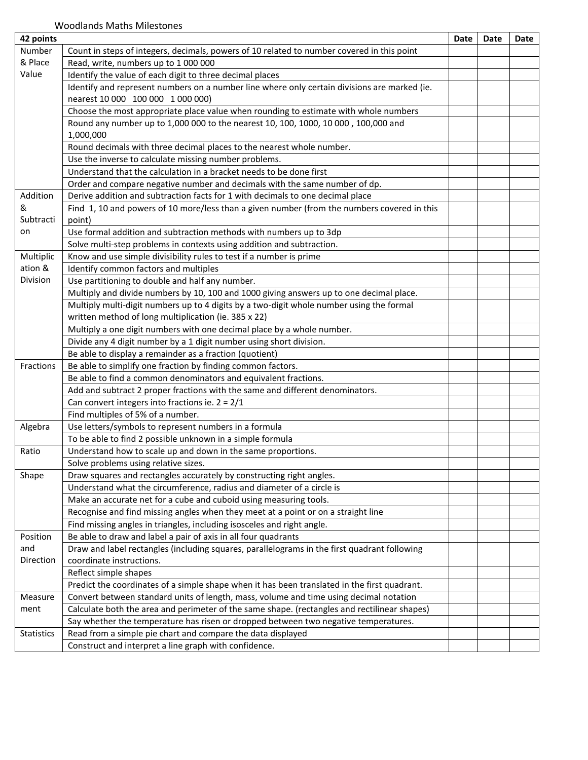Woodlands Maths Milestones

| 42 points | | Date | Date | Date |
|---|---|---|---|---|
| Number & Place Value | Count in steps of integers, decimals, powers of 10 related to number covered in this point | | | |
| | Read, write, numbers up to 1 000 000 | | | |
| | Identify the value of each digit to three decimal places | | | |
| | Identify and represent numbers on a number line where only certain divisions are marked (ie. nearest 10 000   100 000   1 000 000) | | | |
| | Choose the most appropriate place value when rounding to estimate with whole numbers | | | |
| | Round any number up to 1,000 000 to the nearest 10, 100, 1000, 10 000 , 100,000 and 1,000,000 | | | |
| | Round decimals with three decimal places to the nearest whole number. | | | |
| | Use the inverse to calculate missing number problems. | | | |
| | Understand that the calculation in a bracket needs to be done first | | | |
| | Order and compare negative number and decimals with the same number of dp. | | | |
| Addition & Subtraction | Derive addition and subtraction facts for 1 with decimals to one decimal place | | | |
| | Find 1, 10 and powers of 10 more/less than a given number (from the numbers covered in this point) | | | |
| | Use formal addition and subtraction methods with numbers up to 3dp | | | |
| | Solve multi-step problems in contexts using addition and subtraction. | | | |
| Multiplication & Division | Know and use simple divisibility rules to test if a number is prime | | | |
| | Identify common factors and multiples | | | |
| | Use partitioning to double and half any number. | | | |
| | Multiply and divide numbers by 10, 100 and 1000 giving answers up to one decimal place. | | | |
| | Multiply multi-digit numbers up to 4 digits by a two-digit whole number using the formal written method of long multiplication (ie. 385 x 22) | | | |
| | Multiply a one digit numbers with one decimal place by a whole number. | | | |
| | Divide any 4 digit number by a 1 digit number using short division. | | | |
| | Be able to display a remainder as a fraction (quotient) | | | |
| Fractions | Be able to simplify one fraction by finding common factors. | | | |
| | Be able to find a common denominators and equivalent fractions. | | | |
| | Add and subtract 2 proper fractions with the same and different denominators. | | | |
| | Can convert integers into fractions ie. 2 = 2/1 | | | |
| | Find multiples of 5% of a number. | | | |
| Algebra | Use letters/symbols to represent numbers in a formula | | | |
| | To be able to find 2 possible unknown in a simple formula | | | |
| Ratio | Understand how to scale up and down in the same proportions. | | | |
| | Solve problems using relative sizes. | | | |
| Shape | Draw squares and rectangles accurately by constructing right angles. | | | |
| | Understand what the circumference, radius and diameter of a circle is | | | |
| | Make an accurate net for a cube and cuboid using measuring tools. | | | |
| | Recognise and find missing angles when they meet at a point or on a straight line | | | |
| | Find missing angles in triangles, including isosceles and right angle. | | | |
| Position and Direction | Be able to draw and label a pair of axis in all four quadrants | | | |
| | Draw and label rectangles (including squares, parallelograms in the first quadrant following coordinate instructions. | | | |
| | Reflect simple shapes | | | |
| | Predict the coordinates of a simple shape when it has been translated in the first quadrant. | | | |
| Measurement | Convert between standard units of length, mass, volume and time using decimal notation | | | |
| | Calculate both the area and perimeter of the same shape. (rectangles and rectilinear shapes) | | | |
| | Say whether the temperature has risen or dropped between two negative temperatures. | | | |
| Statistics | Read from a simple pie chart and compare the data displayed | | | |
| | Construct and interpret a line graph with confidence. | | | |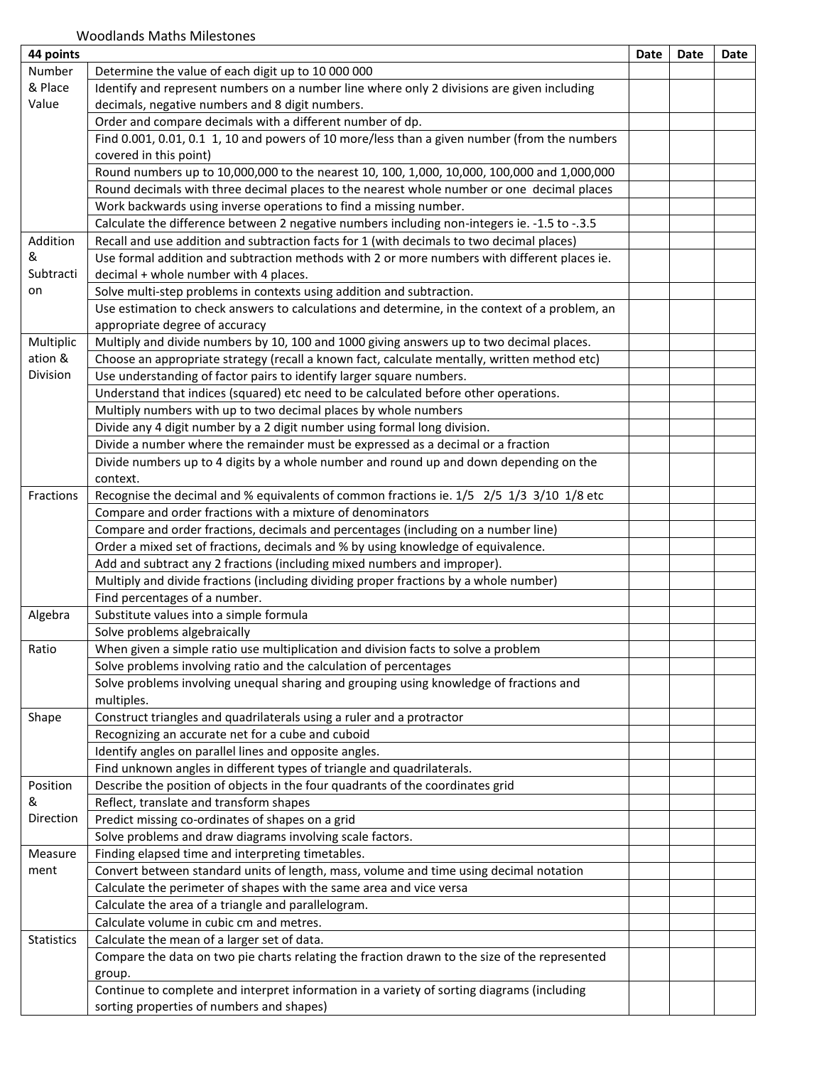Woodlands Maths Milestones

| 44 points | | Date | Date | Date |
|---|---|---|---|---|
| Number & Place Value | Determine the value of each digit up to 10 000 000 | | | |
| | Identify and represent numbers on a number line where only 2 divisions are given including decimals, negative numbers and 8 digit numbers. | | | |
| | Order and compare decimals with a different number of dp. | | | |
| | Find 0.001, 0.01, 0.1  1, 10 and powers of 10 more/less than a given number (from the numbers covered in this point) | | | |
| | Round numbers up to 10,000,000 to the nearest 10, 100, 1,000, 10,000, 100,000 and 1,000,000 | | | |
| | Round decimals with three decimal places to the nearest whole number or one  decimal places | | | |
| | Work backwards using inverse operations to find a missing number. | | | |
| | Calculate the difference between 2 negative numbers including non-integers ie. -1.5 to -.3.5 | | | |
| Addition & Subtraction | Recall and use addition and subtraction facts for 1 (with decimals to two decimal places) | | | |
| | Use formal addition and subtraction methods with 2 or more numbers with different places ie. decimal + whole number with 4 places. | | | |
| | Solve multi-step problems in contexts using addition and subtraction. | | | |
| | Use estimation to check answers to calculations and determine, in the context of a problem, an appropriate degree of accuracy | | | |
| Multiplication & Division | Multiply and divide numbers by 10, 100 and 1000 giving answers up to two decimal places. | | | |
| | Choose an appropriate strategy (recall a known fact, calculate mentally, written method etc) | | | |
| | Use understanding of factor pairs to identify larger square numbers. | | | |
| | Understand that indices (squared) etc need to be calculated before other operations. | | | |
| | Multiply numbers with up to two decimal places by whole numbers | | | |
| | Divide any 4 digit number by a 2 digit number using formal long division. | | | |
| | Divide a number where the remainder must be expressed as a decimal or a fraction | | | |
| | Divide numbers up to 4 digits by a whole number and round up and down depending on the context. | | | |
| Fractions | Recognise the decimal and % equivalents of common fractions ie. 1/5  2/5  1/3  3/10  1/8 etc | | | |
| | Compare and order fractions with a mixture of denominators | | | |
| | Compare and order fractions, decimals and percentages (including on a number line) | | | |
| | Order a mixed set of fractions, decimals and % by using knowledge of equivalence. | | | |
| | Add and subtract any 2 fractions (including mixed numbers and improper). | | | |
| | Multiply and divide fractions (including dividing proper fractions by a whole number) | | | |
| | Find percentages of a number. | | | |
| Algebra | Substitute values into a simple formula | | | |
| | Solve problems algebraically | | | |
| Ratio | When given a simple ratio use multiplication and division facts to solve a problem | | | |
| | Solve problems involving ratio and the calculation of percentages | | | |
| | Solve problems involving unequal sharing and grouping using knowledge of fractions and multiples. | | | |
| Shape | Construct triangles and quadrilaterals using a ruler and a protractor | | | |
| | Recognizing an accurate net for a cube and cuboid | | | |
| | Identify angles on parallel lines and opposite angles. | | | |
| | Find unknown angles in different types of triangle and quadrilaterals. | | | |
| Position & Direction | Describe the position of objects in the four quadrants of the coordinates grid | | | |
| | Reflect, translate and transform shapes | | | |
| | Predict missing co-ordinates of shapes on a grid | | | |
| | Solve problems and draw diagrams involving scale factors. | | | |
| Measurement | Finding elapsed time and interpreting timetables. | | | |
| | Convert between standard units of length, mass, volume and time using decimal notation | | | |
| | Calculate the perimeter of shapes with the same area and vice versa | | | |
| | Calculate the area of a triangle and parallelogram. | | | |
| | Calculate volume in cubic cm and metres. | | | |
| Statistics | Calculate the mean of a larger set of data. | | | |
| | Compare the data on two pie charts relating the fraction drawn to the size of the represented group. | | | |
| | Continue to complete and interpret information in a variety of sorting diagrams (including sorting properties of numbers and shapes) | | | |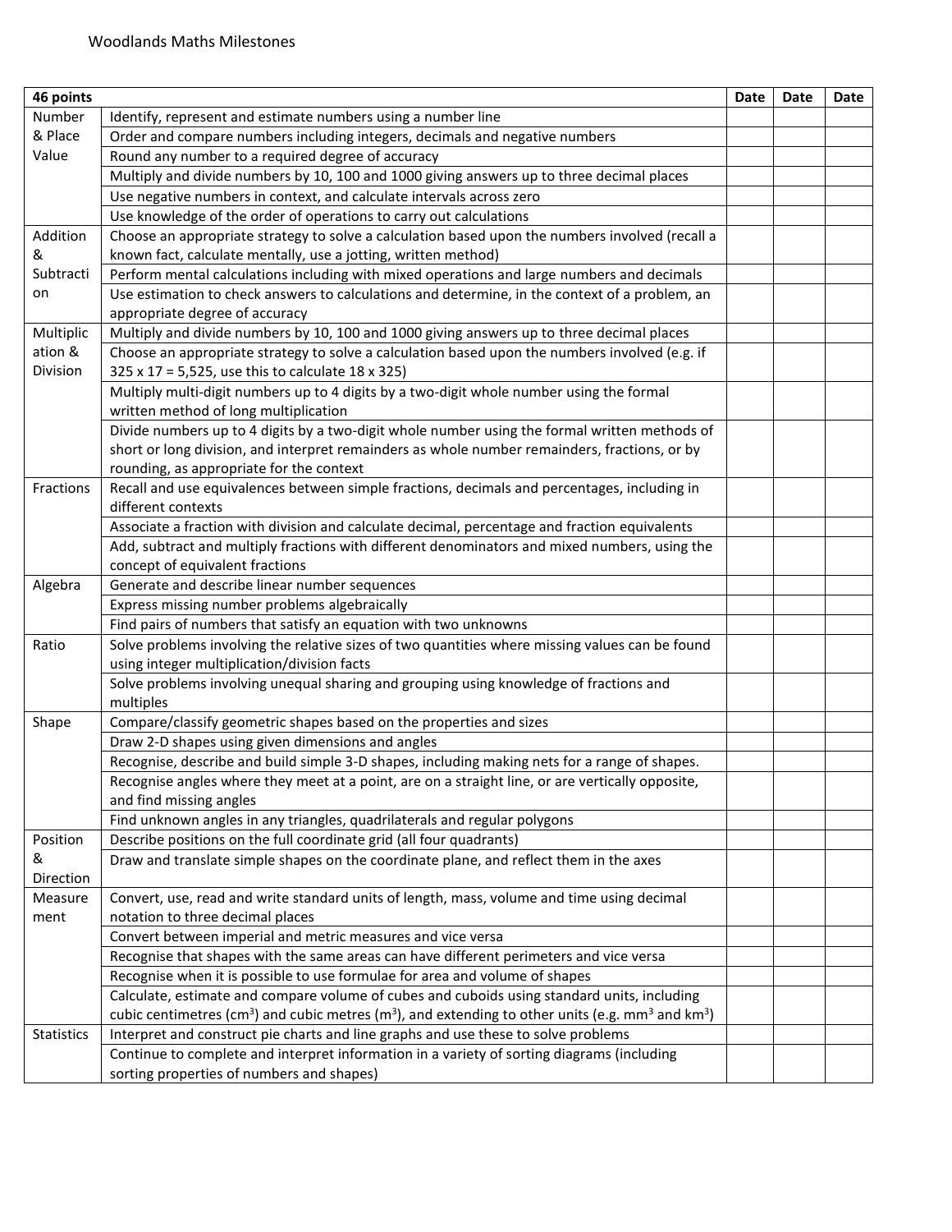Woodlands Maths Milestones

| 46 points | | Date | Date | Date |
|---|---|---|---|---|
| Number & Place Value | Identify, represent and estimate numbers using a number line | | | |
| | Order and compare numbers including integers, decimals and negative numbers | | | |
| | Round any number to a required degree of accuracy | | | |
| | Multiply and divide numbers by 10, 100 and 1000 giving answers up to three decimal places | | | |
| | Use negative numbers in context, and calculate intervals across zero | | | |
| | Use knowledge of the order of operations to carry out calculations | | | |
| Addition & Subtraction | Choose an appropriate strategy to solve a calculation based upon the numbers involved (recall a known fact, calculate mentally, use a jotting, written method) | | | |
| | Perform mental calculations including with mixed operations and large numbers and decimals | | | |
| | Use estimation to check answers to calculations and determine, in the context of a problem, an appropriate degree of accuracy | | | |
| Multiplication & Division | Multiply and divide numbers by 10, 100 and 1000 giving answers up to three decimal places | | | |
| | Choose an appropriate strategy to solve a calculation based upon the numbers involved (e.g. if 325 x 17 = 5,525, use this to calculate 18 x 325) | | | |
| | Multiply multi-digit numbers up to 4 digits by a two-digit whole number using the formal written method of long multiplication | | | |
| | Divide numbers up to 4 digits by a two-digit whole number using the formal written methods of short or long division, and interpret remainders as whole number remainders, fractions, or by rounding, as appropriate for the context | | | |
| Fractions | Recall and use equivalences between simple fractions, decimals and percentages, including in different contexts | | | |
| | Associate a fraction with division and calculate decimal, percentage and fraction equivalents | | | |
| | Add, subtract and multiply fractions with different denominators and mixed numbers, using the concept of equivalent fractions | | | |
| Algebra | Generate and describe linear number sequences | | | |
| | Express missing number problems algebraically | | | |
| | Find pairs of numbers that satisfy an equation with two unknowns | | | |
| Ratio | Solve problems involving the relative sizes of two quantities where missing values can be found using integer multiplication/division facts | | | |
| | Solve problems involving unequal sharing and grouping using knowledge of fractions and multiples | | | |
| Shape | Compare/classify geometric shapes based on the properties and sizes | | | |
| | Draw 2-D shapes using given dimensions and angles | | | |
| | Recognise, describe and build simple 3-D shapes, including making nets for a range of shapes. | | | |
| | Recognise angles where they meet at a point, are on a straight line, or are vertically opposite, and find missing angles | | | |
| | Find unknown angles in any triangles, quadrilaterals and regular polygons | | | |
| Position & Direction | Describe positions on the full coordinate grid (all four quadrants) | | | |
| | Draw and translate simple shapes on the coordinate plane, and reflect them in the axes | | | |
| Measurement | Convert, use, read and write standard units of length, mass, volume and time using decimal notation to three decimal places | | | |
| | Convert between imperial and metric measures and vice versa | | | |
| | Recognise that shapes with the same areas can have different perimeters and vice versa | | | |
| | Recognise when it is possible to use formulae for area and volume of shapes | | | |
| | Calculate, estimate and compare volume of cubes and cuboids using standard units, including cubic centimetres ($cm^3$) and cubic metres ($m^3$), and extending to other units (e.g. $mm^3$ and $km^3$) | | | |
| Statistics | Interpret and construct pie charts and line graphs and use these to solve problems | | | |
| | Continue to complete and interpret information in a variety of sorting diagrams (including sorting properties of numbers and shapes) | | | |